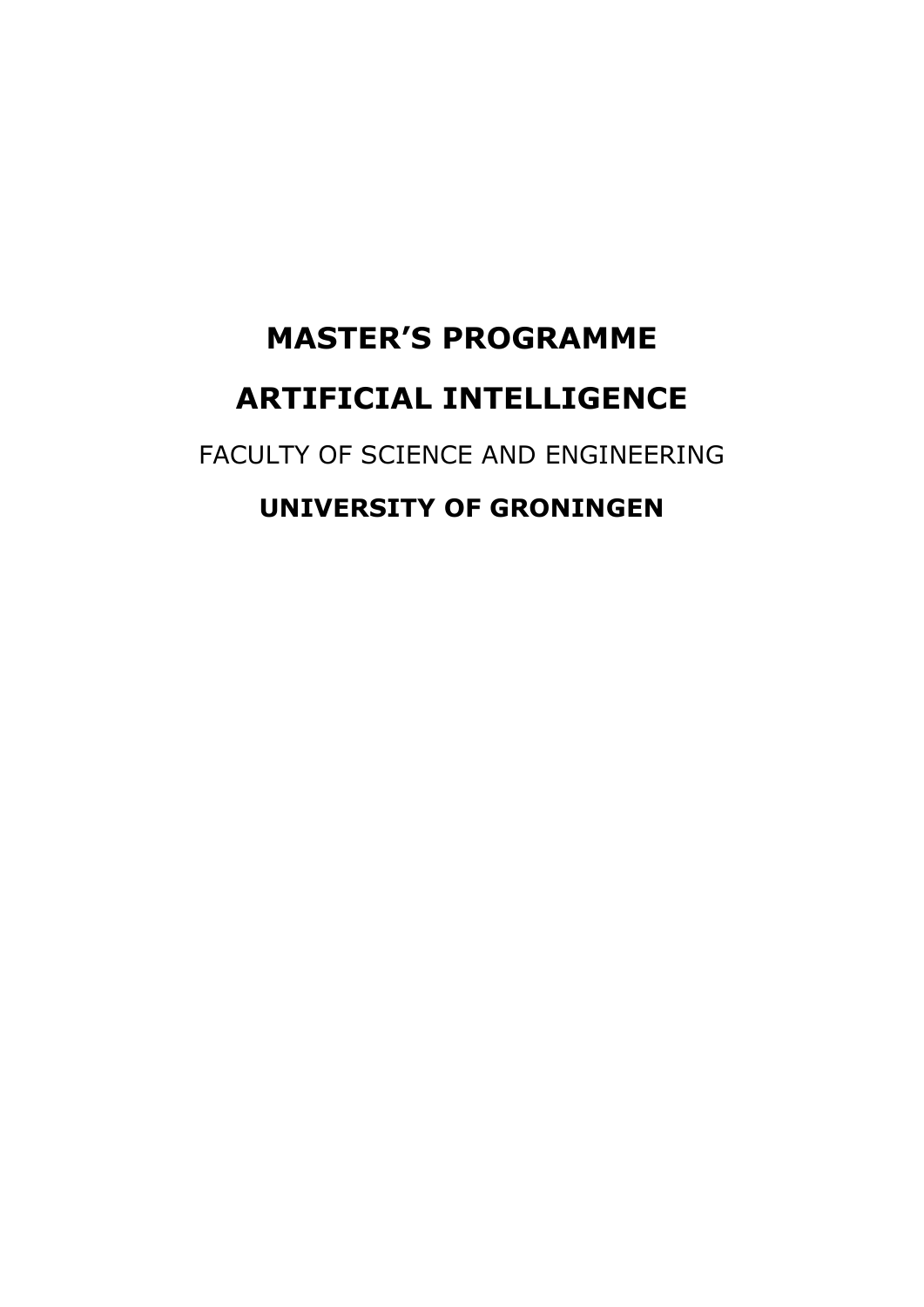# MASTER'S PROGRAMME

# ARTIFICIAL INTELLIGENCE

FACULTY OF SCIENCE AND ENGINEERING

**UNIVERSITY OF GRONINGEN**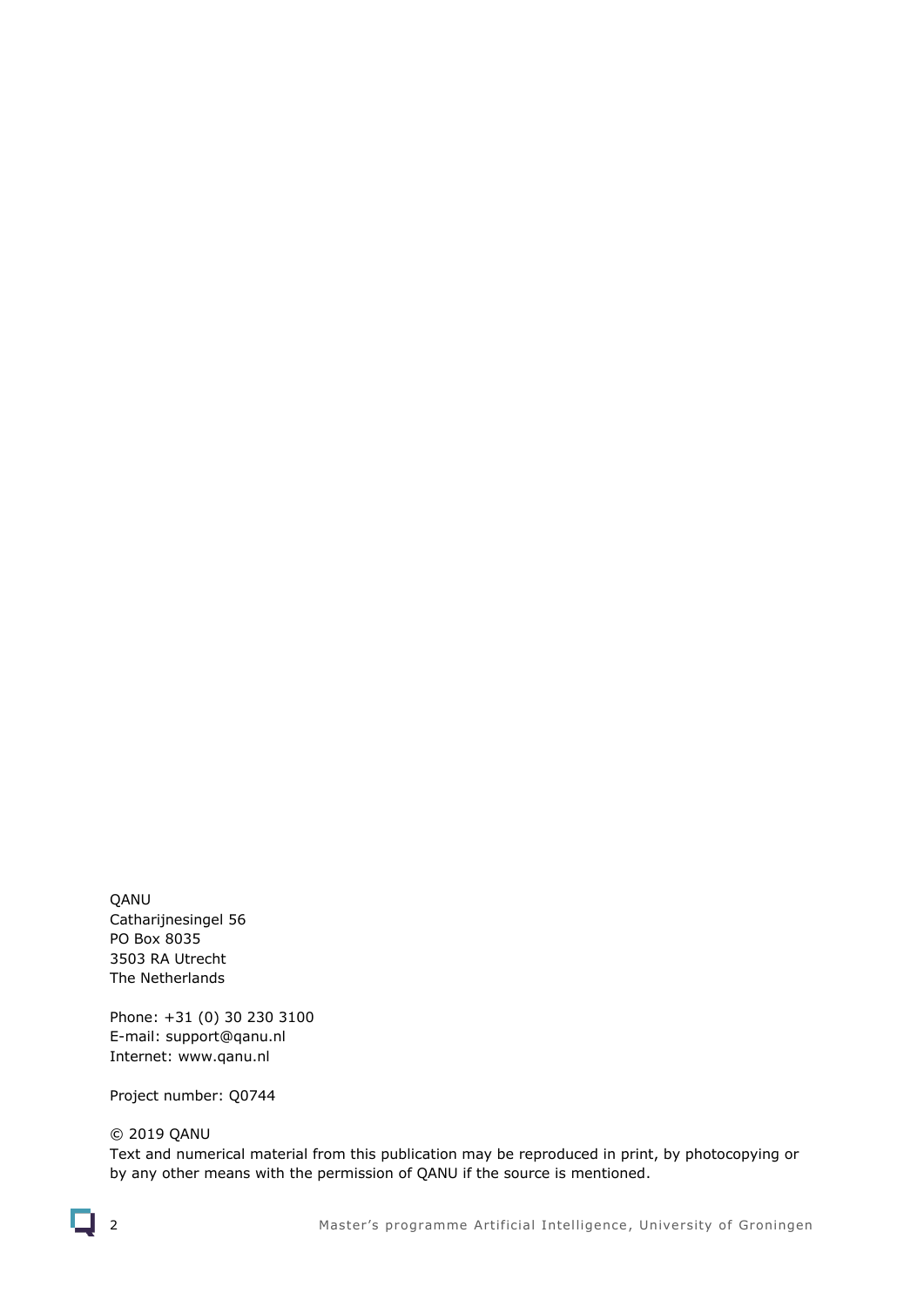QANU
Catharijnesingel 56
PO Box 8035
3503 RA Utrecht
The Netherlands

Phone: +31 (0) 30 230 3100
E-mail: support@qanu.nl
Internet: www.qanu.nl

Project number: Q0744

© 2019 QANU
Text and numerical material from this publication may be reproduced in print, by photocopying or by any other means with the permission of QANU if the source is mentioned.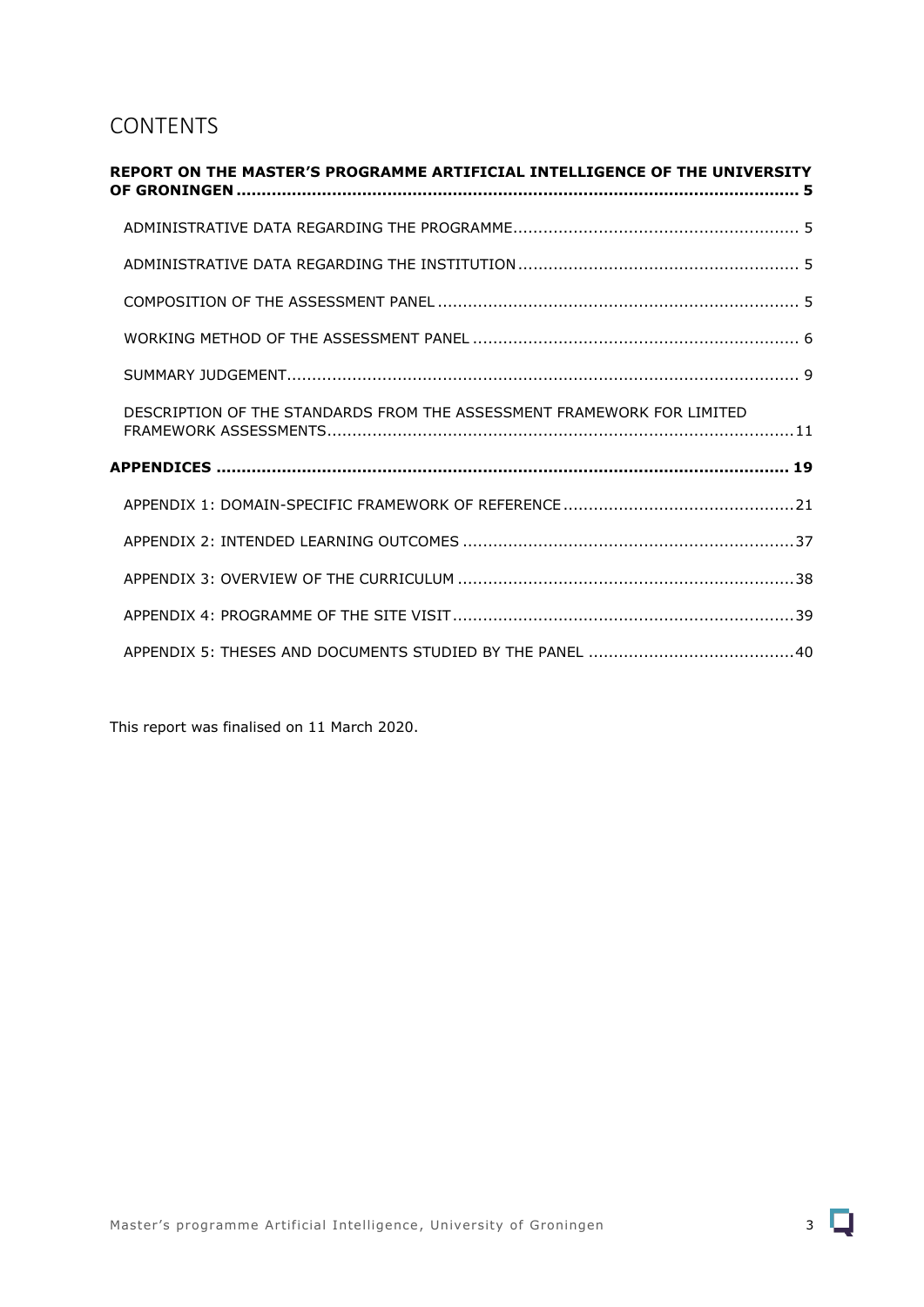# CONTENTS

**REPORT ON THE MASTER'S PROGRAMME ARTIFICIAL INTELLIGENCE OF THE UNIVERSITY OF GRONINGEN ... 5**

- ADMINISTRATIVE DATA REGARDING THE PROGRAMME ... 5
- ADMINISTRATIVE DATA REGARDING THE INSTITUTION ... 5
- COMPOSITION OF THE ASSESSMENT PANEL ... 5
- WORKING METHOD OF THE ASSESSMENT PANEL ... 6
- SUMMARY JUDGEMENT ... 9
- DESCRIPTION OF THE STANDARDS FROM THE ASSESSMENT FRAMEWORK FOR LIMITED FRAMEWORK ASSESSMENTS ... 11

**APPENDICES ... 19**

- APPENDIX 1: DOMAIN-SPECIFIC FRAMEWORK OF REFERENCE ... 21
- APPENDIX 2: INTENDED LEARNING OUTCOMES ... 37
- APPENDIX 3: OVERVIEW OF THE CURRICULUM ... 38
- APPENDIX 4: PROGRAMME OF THE SITE VISIT ... 39
- APPENDIX 5: THESES AND DOCUMENTS STUDIED BY THE PANEL ... 40

This report was finalised on 11 March 2020.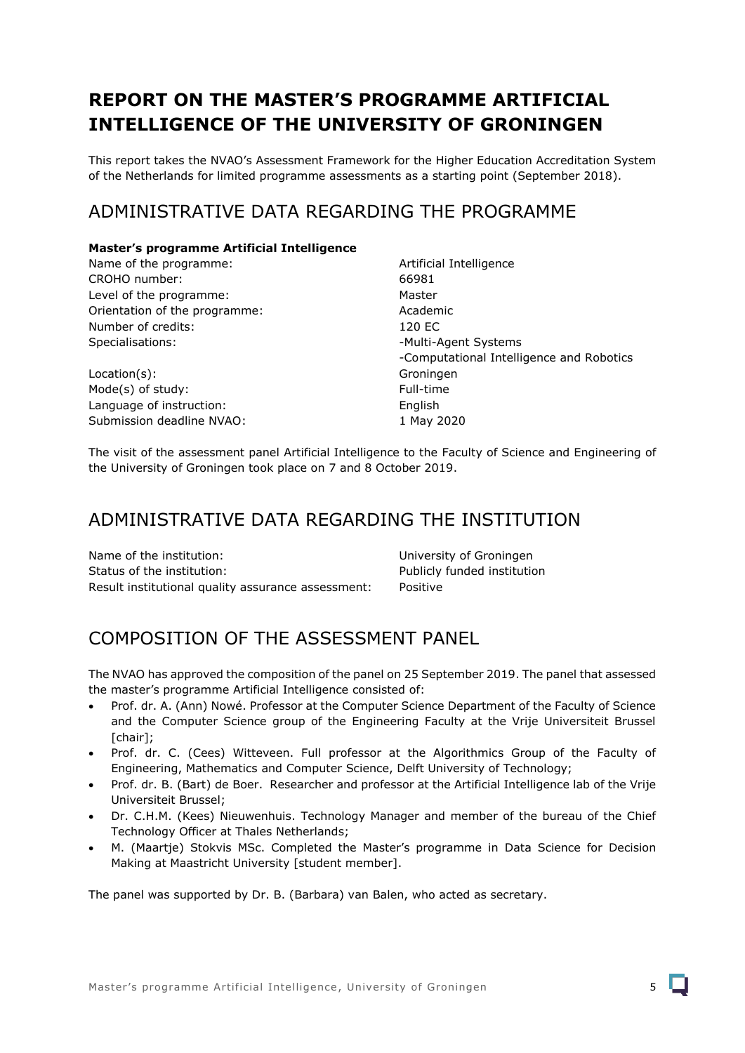# REPORT ON THE MASTER'S PROGRAMME ARTIFICIAL INTELLIGENCE OF THE UNIVERSITY OF GRONINGEN

This report takes the NVAO's Assessment Framework for the Higher Education Accreditation System of the Netherlands for limited programme assessments as a starting point (September 2018).

## ADMINISTRATIVE DATA REGARDING THE PROGRAMME

**Master's programme Artificial Intelligence**

| | |
|---|---|
| Name of the programme: | Artificial Intelligence |
| CROHO number: | 66981 |
| Level of the programme: | Master |
| Orientation of the programme: | Academic |
| Number of credits: | 120 EC |
| Specialisations: | -Multi-Agent Systems<br>-Computational Intelligence and Robotics |
| Location(s): | Groningen |
| Mode(s) of study: | Full-time |
| Language of instruction: | English |
| Submission deadline NVAO: | 1 May 2020 |

The visit of the assessment panel Artificial Intelligence to the Faculty of Science and Engineering of the University of Groningen took place on 7 and 8 October 2019.

## ADMINISTRATIVE DATA REGARDING THE INSTITUTION

| | |
|---|---|
| Name of the institution: | University of Groningen |
| Status of the institution: | Publicly funded institution |
| Result institutional quality assurance assessment: | Positive |

## COMPOSITION OF THE ASSESSMENT PANEL

The NVAO has approved the composition of the panel on 25 September 2019. The panel that assessed the master's programme Artificial Intelligence consisted of:

- Prof. dr. A. (Ann) Nowé. Professor at the Computer Science Department of the Faculty of Science and the Computer Science group of the Engineering Faculty at the Vrije Universiteit Brussel [chair];
- Prof. dr. C. (Cees) Witteveen. Full professor at the Algorithmics Group of the Faculty of Engineering, Mathematics and Computer Science, Delft University of Technology;
- Prof. dr. B. (Bart) de Boer. Researcher and professor at the Artificial Intelligence lab of the Vrije Universiteit Brussel;
- Dr. C.H.M. (Kees) Nieuwenhuis. Technology Manager and member of the bureau of the Chief Technology Officer at Thales Netherlands;
- M. (Maartje) Stokvis MSc. Completed the Master's programme in Data Science for Decision Making at Maastricht University [student member].

The panel was supported by Dr. B. (Barbara) van Balen, who acted as secretary.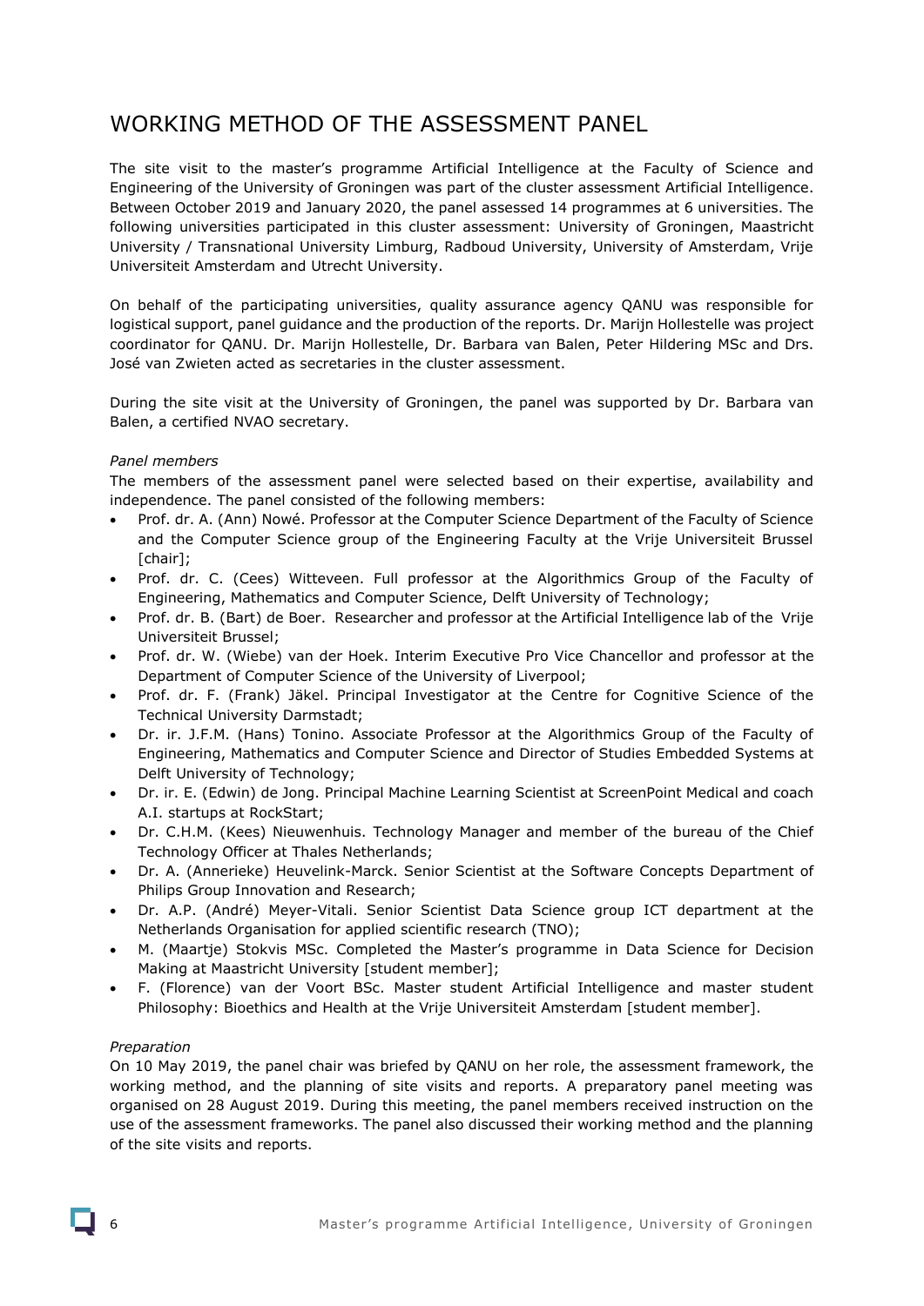# WORKING METHOD OF THE ASSESSMENT PANEL

The site visit to the master's programme Artificial Intelligence at the Faculty of Science and Engineering of the University of Groningen was part of the cluster assessment Artificial Intelligence. Between October 2019 and January 2020, the panel assessed 14 programmes at 6 universities. The following universities participated in this cluster assessment: University of Groningen, Maastricht University / Transnational University Limburg, Radboud University, University of Amsterdam, Vrije Universiteit Amsterdam and Utrecht University.

On behalf of the participating universities, quality assurance agency QANU was responsible for logistical support, panel guidance and the production of the reports. Dr. Marijn Hollestelle was project coordinator for QANU. Dr. Marijn Hollestelle, Dr. Barbara van Balen, Peter Hildering MSc and Drs. José van Zwieten acted as secretaries in the cluster assessment.

During the site visit at the University of Groningen, the panel was supported by Dr. Barbara van Balen, a certified NVAO secretary.

*Panel members*

The members of the assessment panel were selected based on their expertise, availability and independence. The panel consisted of the following members:

- Prof. dr. A. (Ann) Nowé. Professor at the Computer Science Department of the Faculty of Science and the Computer Science group of the Engineering Faculty at the Vrije Universiteit Brussel [chair];
- Prof. dr. C. (Cees) Witteveen. Full professor at the Algorithmics Group of the Faculty of Engineering, Mathematics and Computer Science, Delft University of Technology;
- Prof. dr. B. (Bart) de Boer. Researcher and professor at the Artificial Intelligence lab of the Vrije Universiteit Brussel;
- Prof. dr. W. (Wiebe) van der Hoek. Interim Executive Pro Vice Chancellor and professor at the Department of Computer Science of the University of Liverpool;
- Prof. dr. F. (Frank) Jäkel. Principal Investigator at the Centre for Cognitive Science of the Technical University Darmstadt;
- Dr. ir. J.F.M. (Hans) Tonino. Associate Professor at the Algorithmics Group of the Faculty of Engineering, Mathematics and Computer Science and Director of Studies Embedded Systems at Delft University of Technology;
- Dr. ir. E. (Edwin) de Jong. Principal Machine Learning Scientist at ScreenPoint Medical and coach A.I. startups at RockStart;
- Dr. C.H.M. (Kees) Nieuwenhuis. Technology Manager and member of the bureau of the Chief Technology Officer at Thales Netherlands;
- Dr. A. (Annerieke) Heuvelink-Marck. Senior Scientist at the Software Concepts Department of Philips Group Innovation and Research;
- Dr. A.P. (André) Meyer-Vitali. Senior Scientist Data Science group ICT department at the Netherlands Organisation for applied scientific research (TNO);
- M. (Maartje) Stokvis MSc. Completed the Master's programme in Data Science for Decision Making at Maastricht University [student member];
- F. (Florence) van der Voort BSc. Master student Artificial Intelligence and master student Philosophy: Bioethics and Health at the Vrije Universiteit Amsterdam [student member].

*Preparation*

On 10 May 2019, the panel chair was briefed by QANU on her role, the assessment framework, the working method, and the planning of site visits and reports. A preparatory panel meeting was organised on 28 August 2019. During this meeting, the panel members received instruction on the use of the assessment frameworks. The panel also discussed their working method and the planning of the site visits and reports.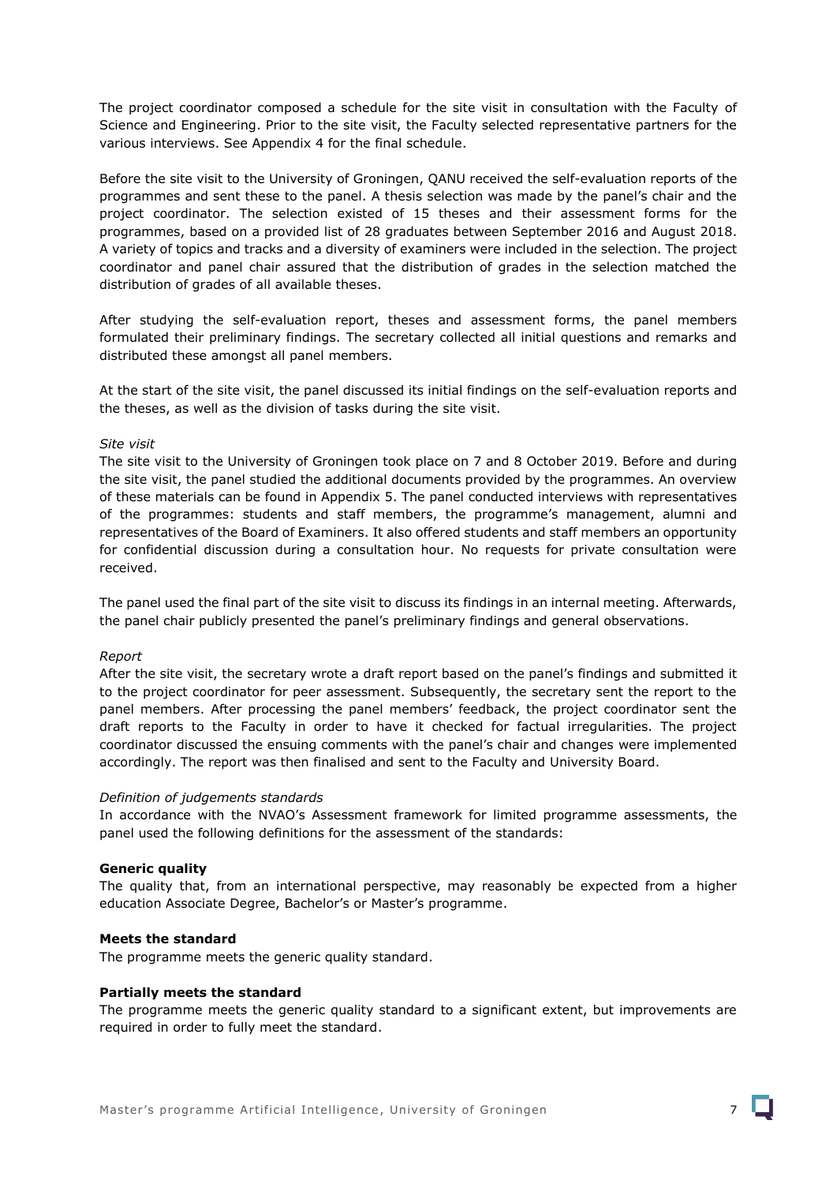The project coordinator composed a schedule for the site visit in consultation with the Faculty of Science and Engineering. Prior to the site visit, the Faculty selected representative partners for the various interviews. See Appendix 4 for the final schedule.

Before the site visit to the University of Groningen, QANU received the self-evaluation reports of the programmes and sent these to the panel. A thesis selection was made by the panel's chair and the project coordinator. The selection existed of 15 theses and their assessment forms for the programmes, based on a provided list of 28 graduates between September 2016 and August 2018. A variety of topics and tracks and a diversity of examiners were included in the selection. The project coordinator and panel chair assured that the distribution of grades in the selection matched the distribution of grades of all available theses.

After studying the self-evaluation report, theses and assessment forms, the panel members formulated their preliminary findings. The secretary collected all initial questions and remarks and distributed these amongst all panel members.

At the start of the site visit, the panel discussed its initial findings on the self-evaluation reports and the theses, as well as the division of tasks during the site visit.

*Site visit*

The site visit to the University of Groningen took place on 7 and 8 October 2019. Before and during the site visit, the panel studied the additional documents provided by the programmes. An overview of these materials can be found in Appendix 5. The panel conducted interviews with representatives of the programmes: students and staff members, the programme's management, alumni and representatives of the Board of Examiners. It also offered students and staff members an opportunity for confidential discussion during a consultation hour. No requests for private consultation were received.

The panel used the final part of the site visit to discuss its findings in an internal meeting. Afterwards, the panel chair publicly presented the panel's preliminary findings and general observations.

*Report*

After the site visit, the secretary wrote a draft report based on the panel's findings and submitted it to the project coordinator for peer assessment. Subsequently, the secretary sent the report to the panel members. After processing the panel members' feedback, the project coordinator sent the draft reports to the Faculty in order to have it checked for factual irregularities. The project coordinator discussed the ensuing comments with the panel's chair and changes were implemented accordingly. The report was then finalised and sent to the Faculty and University Board.

*Definition of judgements standards*

In accordance with the NVAO's Assessment framework for limited programme assessments, the panel used the following definitions for the assessment of the standards:

**Generic quality**

The quality that, from an international perspective, may reasonably be expected from a higher education Associate Degree, Bachelor's or Master's programme.

**Meets the standard**

The programme meets the generic quality standard.

**Partially meets the standard**

The programme meets the generic quality standard to a significant extent, but improvements are required in order to fully meet the standard.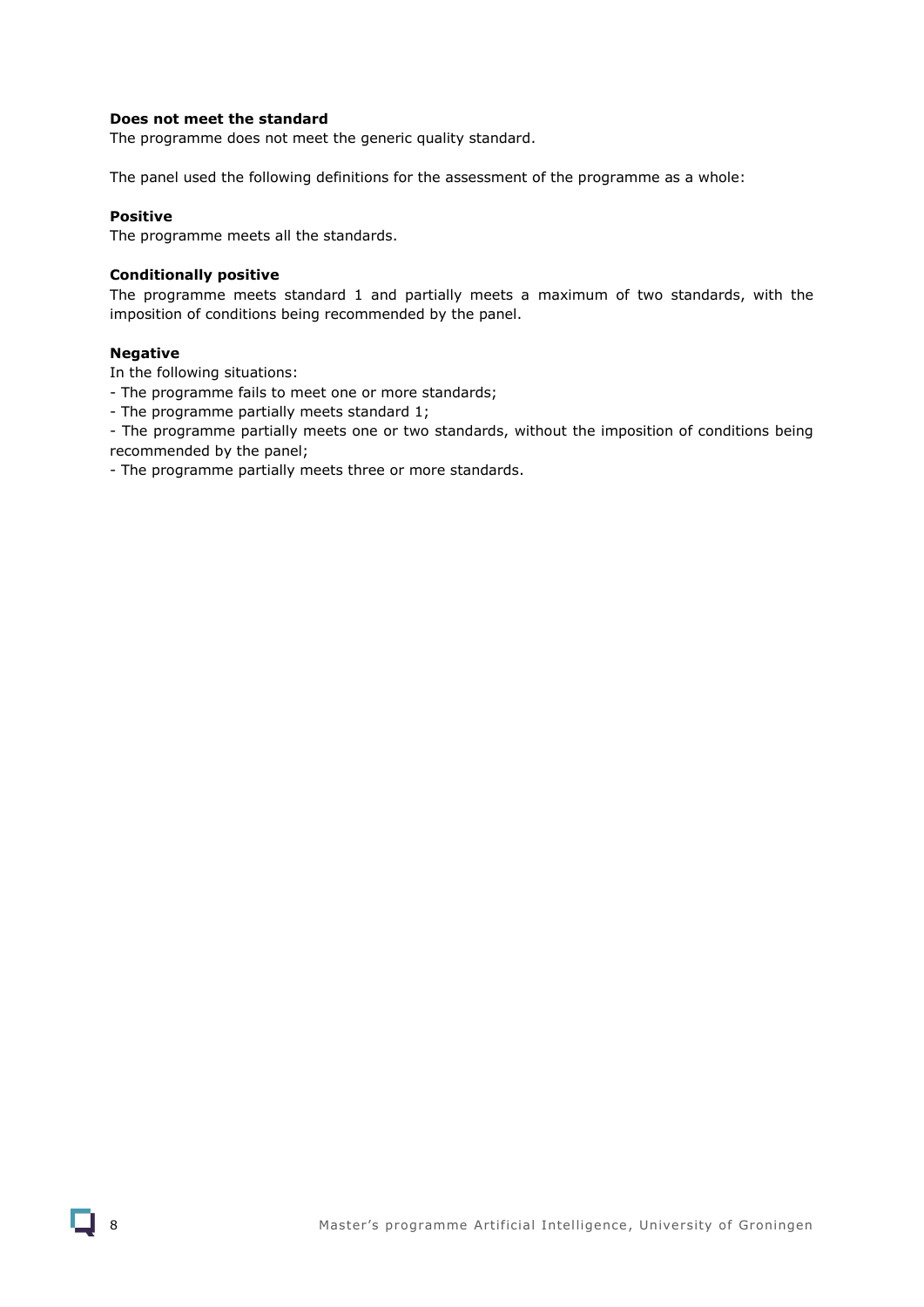**Does not meet the standard**

The programme does not meet the generic quality standard.

The panel used the following definitions for the assessment of the programme as a whole:

**Positive**

The programme meets all the standards.

**Conditionally positive**

The programme meets standard 1 and partially meets a maximum of two standards, with the imposition of conditions being recommended by the panel.

**Negative**

In the following situations:

- The programme fails to meet one or more standards;
- The programme partially meets standard 1;
- The programme partially meets one or two standards, without the imposition of conditions being recommended by the panel;
- The programme partially meets three or more standards.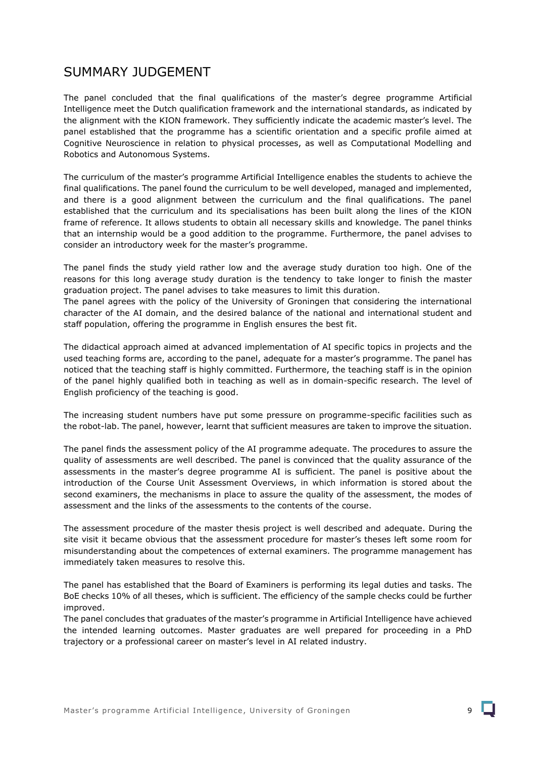# SUMMARY JUDGEMENT

The panel concluded that the final qualifications of the master's degree programme Artificial Intelligence meet the Dutch qualification framework and the international standards, as indicated by the alignment with the KION framework. They sufficiently indicate the academic master's level. The panel established that the programme has a scientific orientation and a specific profile aimed at Cognitive Neuroscience in relation to physical processes, as well as Computational Modelling and Robotics and Autonomous Systems.

The curriculum of the master's programme Artificial Intelligence enables the students to achieve the final qualifications. The panel found the curriculum to be well developed, managed and implemented, and there is a good alignment between the curriculum and the final qualifications. The panel established that the curriculum and its specialisations has been built along the lines of the KION frame of reference. It allows students to obtain all necessary skills and knowledge. The panel thinks that an internship would be a good addition to the programme. Furthermore, the panel advises to consider an introductory week for the master's programme.

The panel finds the study yield rather low and the average study duration too high. One of the reasons for this long average study duration is the tendency to take longer to finish the master graduation project. The panel advises to take measures to limit this duration.
The panel agrees with the policy of the University of Groningen that considering the international character of the AI domain, and the desired balance of the national and international student and staff population, offering the programme in English ensures the best fit.

The didactical approach aimed at advanced implementation of AI specific topics in projects and the used teaching forms are, according to the panel, adequate for a master's programme. The panel has noticed that the teaching staff is highly committed. Furthermore, the teaching staff is in the opinion of the panel highly qualified both in teaching as well as in domain-specific research. The level of English proficiency of the teaching is good.

The increasing student numbers have put some pressure on programme-specific facilities such as the robot-lab. The panel, however, learnt that sufficient measures are taken to improve the situation.

The panel finds the assessment policy of the AI programme adequate. The procedures to assure the quality of assessments are well described. The panel is convinced that the quality assurance of the assessments in the master's degree programme AI is sufficient. The panel is positive about the introduction of the Course Unit Assessment Overviews, in which information is stored about the second examiners, the mechanisms in place to assure the quality of the assessment, the modes of assessment and the links of the assessments to the contents of the course.

The assessment procedure of the master thesis project is well described and adequate. During the site visit it became obvious that the assessment procedure for master's theses left some room for misunderstanding about the competences of external examiners. The programme management has immediately taken measures to resolve this.

The panel has established that the Board of Examiners is performing its legal duties and tasks. The BoE checks 10% of all theses, which is sufficient. The efficiency of the sample checks could be further improved.
The panel concludes that graduates of the master's programme in Artificial Intelligence have achieved the intended learning outcomes. Master graduates are well prepared for proceeding in a PhD trajectory or a professional career on master's level in AI related industry.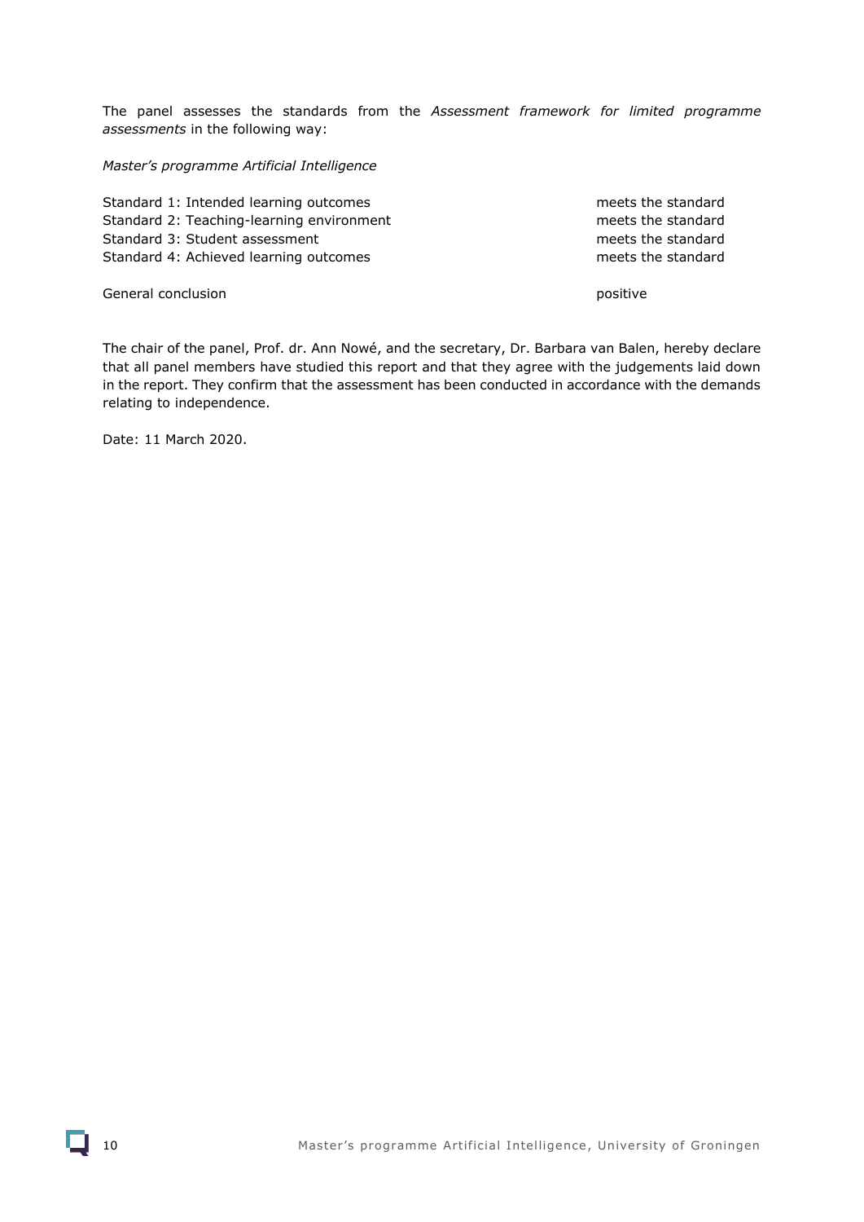The panel assesses the standards from the *Assessment framework for limited programme assessments* in the following way:

*Master's programme Artificial Intelligence*

| | |
|---|---|
| Standard 1: Intended learning outcomes | meets the standard |
| Standard 2: Teaching-learning environment | meets the standard |
| Standard 3: Student assessment | meets the standard |
| Standard 4: Achieved learning outcomes | meets the standard |
| | |
| General conclusion | positive |

The chair of the panel, Prof. dr. Ann Nowé, and the secretary, Dr. Barbara van Balen, hereby declare that all panel members have studied this report and that they agree with the judgements laid down in the report. They confirm that the assessment has been conducted in accordance with the demands relating to independence.

Date: 11 March 2020.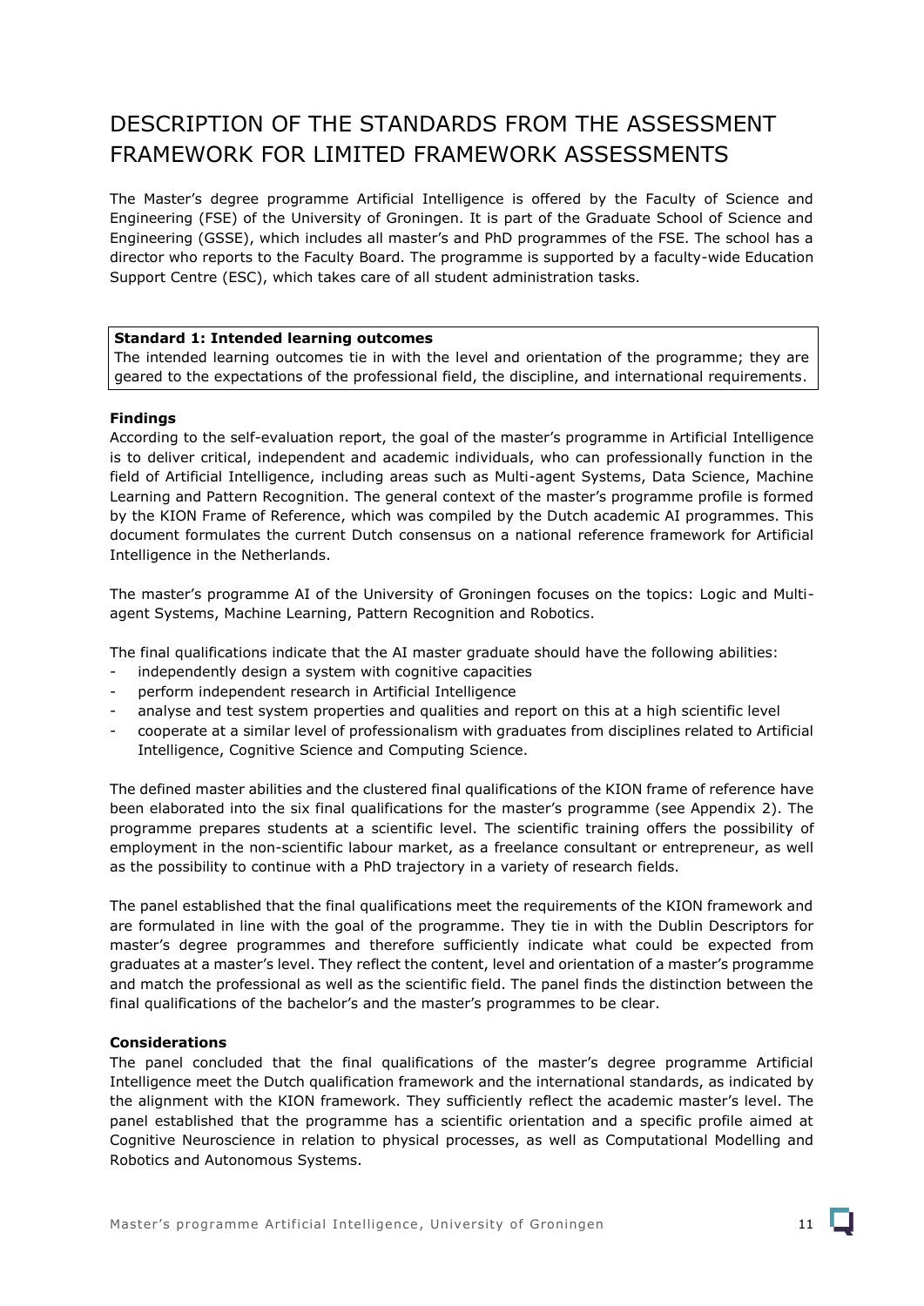# DESCRIPTION OF THE STANDARDS FROM THE ASSESSMENT FRAMEWORK FOR LIMITED FRAMEWORK ASSESSMENTS

The Master's degree programme Artificial Intelligence is offered by the Faculty of Science and Engineering (FSE) of the University of Groningen. It is part of the Graduate School of Science and Engineering (GSSE), which includes all master's and PhD programmes of the FSE. The school has a director who reports to the Faculty Board. The programme is supported by a faculty-wide Education Support Centre (ESC), which takes care of all student administration tasks.

**Standard 1: Intended learning outcomes**
The intended learning outcomes tie in with the level and orientation of the programme; they are geared to the expectations of the professional field, the discipline, and international requirements.

**Findings**
According to the self-evaluation report, the goal of the master's programme in Artificial Intelligence is to deliver critical, independent and academic individuals, who can professionally function in the field of Artificial Intelligence, including areas such as Multi-agent Systems, Data Science, Machine Learning and Pattern Recognition. The general context of the master's programme profile is formed by the KION Frame of Reference, which was compiled by the Dutch academic AI programmes. This document formulates the current Dutch consensus on a national reference framework for Artificial Intelligence in the Netherlands.

The master's programme AI of the University of Groningen focuses on the topics: Logic and Multi-agent Systems, Machine Learning, Pattern Recognition and Robotics.

The final qualifications indicate that the AI master graduate should have the following abilities:

- independently design a system with cognitive capacities
- perform independent research in Artificial Intelligence
- analyse and test system properties and qualities and report on this at a high scientific level
- cooperate at a similar level of professionalism with graduates from disciplines related to Artificial Intelligence, Cognitive Science and Computing Science.

The defined master abilities and the clustered final qualifications of the KION frame of reference have been elaborated into the six final qualifications for the master's programme (see Appendix 2). The programme prepares students at a scientific level. The scientific training offers the possibility of employment in the non-scientific labour market, as a freelance consultant or entrepreneur, as well as the possibility to continue with a PhD trajectory in a variety of research fields.

The panel established that the final qualifications meet the requirements of the KION framework and are formulated in line with the goal of the programme. They tie in with the Dublin Descriptors for master's degree programmes and therefore sufficiently indicate what could be expected from graduates at a master's level. They reflect the content, level and orientation of a master's programme and match the professional as well as the scientific field. The panel finds the distinction between the final qualifications of the bachelor's and the master's programmes to be clear.

**Considerations**
The panel concluded that the final qualifications of the master's degree programme Artificial Intelligence meet the Dutch qualification framework and the international standards, as indicated by the alignment with the KION framework. They sufficiently reflect the academic master's level. The panel established that the programme has a scientific orientation and a specific profile aimed at Cognitive Neuroscience in relation to physical processes, as well as Computational Modelling and Robotics and Autonomous Systems.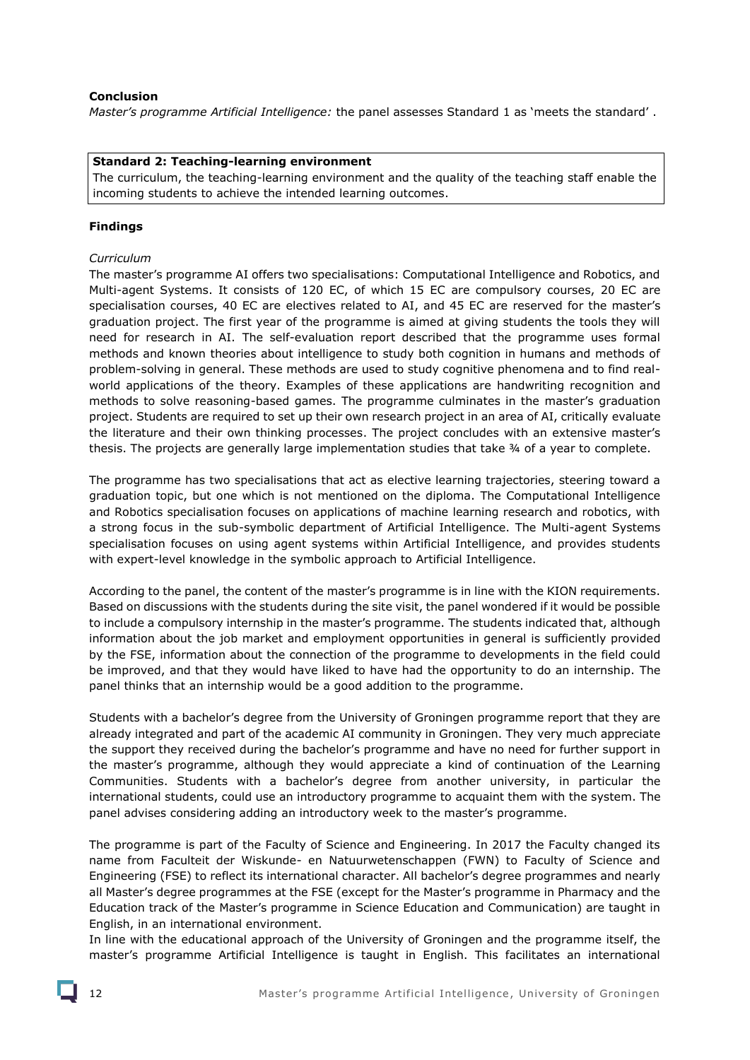**Conclusion**

*Master's programme Artificial Intelligence:* the panel assesses Standard 1 as 'meets the standard' .

**Standard 2: Teaching-learning environment**

The curriculum, the teaching-learning environment and the quality of the teaching staff enable the incoming students to achieve the intended learning outcomes.

**Findings**

*Curriculum*

The master's programme AI offers two specialisations: Computational Intelligence and Robotics, and Multi-agent Systems. It consists of 120 EC, of which 15 EC are compulsory courses, 20 EC are specialisation courses, 40 EC are electives related to AI, and 45 EC are reserved for the master's graduation project. The first year of the programme is aimed at giving students the tools they will need for research in AI. The self-evaluation report described that the programme uses formal methods and known theories about intelligence to study both cognition in humans and methods of problem-solving in general. These methods are used to study cognitive phenomena and to find real-world applications of the theory. Examples of these applications are handwriting recognition and methods to solve reasoning-based games. The programme culminates in the master's graduation project. Students are required to set up their own research project in an area of AI, critically evaluate the literature and their own thinking processes. The project concludes with an extensive master's thesis. The projects are generally large implementation studies that take ¾ of a year to complete.

The programme has two specialisations that act as elective learning trajectories, steering toward a graduation topic, but one which is not mentioned on the diploma. The Computational Intelligence and Robotics specialisation focuses on applications of machine learning research and robotics, with a strong focus in the sub-symbolic department of Artificial Intelligence. The Multi-agent Systems specialisation focuses on using agent systems within Artificial Intelligence, and provides students with expert-level knowledge in the symbolic approach to Artificial Intelligence.

According to the panel, the content of the master's programme is in line with the KION requirements. Based on discussions with the students during the site visit, the panel wondered if it would be possible to include a compulsory internship in the master's programme. The students indicated that, although information about the job market and employment opportunities in general is sufficiently provided by the FSE, information about the connection of the programme to developments in the field could be improved, and that they would have liked to have had the opportunity to do an internship. The panel thinks that an internship would be a good addition to the programme.

Students with a bachelor's degree from the University of Groningen programme report that they are already integrated and part of the academic AI community in Groningen. They very much appreciate the support they received during the bachelor's programme and have no need for further support in the master's programme, although they would appreciate a kind of continuation of the Learning Communities. Students with a bachelor's degree from another university, in particular the international students, could use an introductory programme to acquaint them with the system. The panel advises considering adding an introductory week to the master's programme.

The programme is part of the Faculty of Science and Engineering. In 2017 the Faculty changed its name from Faculteit der Wiskunde- en Natuurwetenschappen (FWN) to Faculty of Science and Engineering (FSE) to reflect its international character. All bachelor's degree programmes and nearly all Master's degree programmes at the FSE (except for the Master's programme in Pharmacy and the Education track of the Master's programme in Science Education and Communication) are taught in English, in an international environment.

In line with the educational approach of the University of Groningen and the programme itself, the master's programme Artificial Intelligence is taught in English. This facilitates an international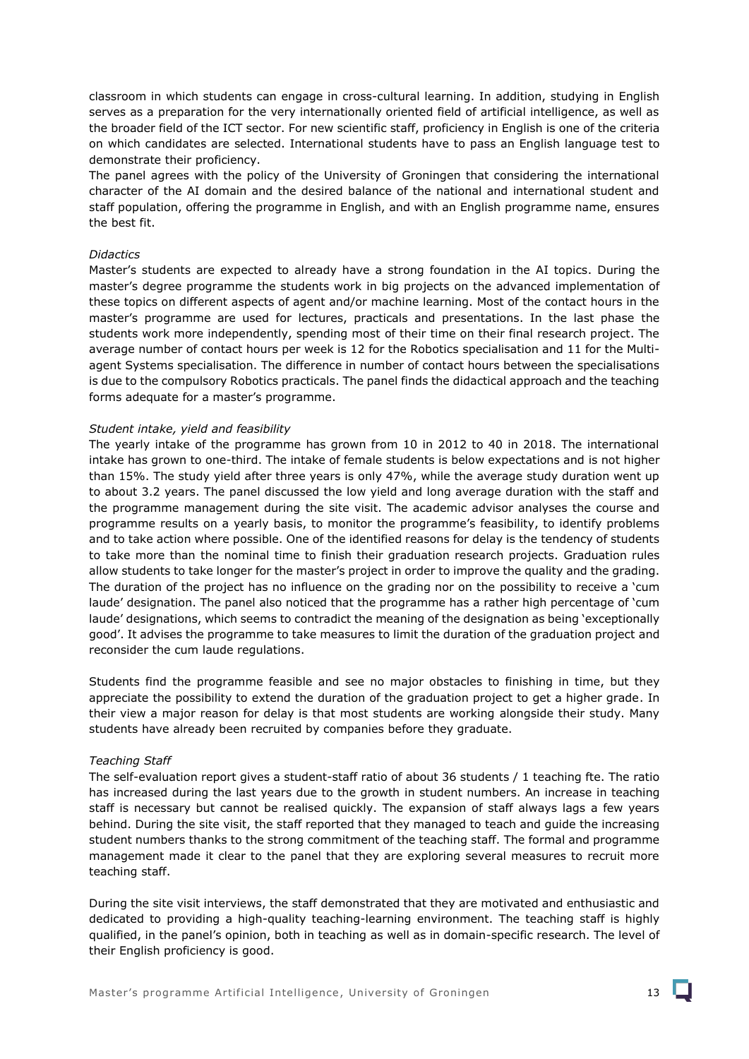classroom in which students can engage in cross-cultural learning. In addition, studying in English serves as a preparation for the very internationally oriented field of artificial intelligence, as well as the broader field of the ICT sector. For new scientific staff, proficiency in English is one of the criteria on which candidates are selected. International students have to pass an English language test to demonstrate their proficiency.
The panel agrees with the policy of the University of Groningen that considering the international character of the AI domain and the desired balance of the national and international student and staff population, offering the programme in English, and with an English programme name, ensures the best fit.

*Didactics*
Master's students are expected to already have a strong foundation in the AI topics. During the master's degree programme the students work in big projects on the advanced implementation of these topics on different aspects of agent and/or machine learning. Most of the contact hours in the master's programme are used for lectures, practicals and presentations. In the last phase the students work more independently, spending most of their time on their final research project. The average number of contact hours per week is 12 for the Robotics specialisation and 11 for the Multi-agent Systems specialisation. The difference in number of contact hours between the specialisations is due to the compulsory Robotics practicals. The panel finds the didactical approach and the teaching forms adequate for a master's programme.

*Student intake, yield and feasibility*
The yearly intake of the programme has grown from 10 in 2012 to 40 in 2018. The international intake has grown to one-third. The intake of female students is below expectations and is not higher than 15%. The study yield after three years is only 47%, while the average study duration went up to about 3.2 years. The panel discussed the low yield and long average duration with the staff and the programme management during the site visit. The academic advisor analyses the course and programme results on a yearly basis, to monitor the programme's feasibility, to identify problems and to take action where possible. One of the identified reasons for delay is the tendency of students to take more than the nominal time to finish their graduation research projects. Graduation rules allow students to take longer for the master's project in order to improve the quality and the grading. The duration of the project has no influence on the grading nor on the possibility to receive a 'cum laude' designation. The panel also noticed that the programme has a rather high percentage of 'cum laude' designations, which seems to contradict the meaning of the designation as being 'exceptionally good'. It advises the programme to take measures to limit the duration of the graduation project and reconsider the cum laude regulations.

Students find the programme feasible and see no major obstacles to finishing in time, but they appreciate the possibility to extend the duration of the graduation project to get a higher grade. In their view a major reason for delay is that most students are working alongside their study. Many students have already been recruited by companies before they graduate.

*Teaching Staff*
The self-evaluation report gives a student-staff ratio of about 36 students / 1 teaching fte. The ratio has increased during the last years due to the growth in student numbers. An increase in teaching staff is necessary but cannot be realised quickly. The expansion of staff always lags a few years behind. During the site visit, the staff reported that they managed to teach and guide the increasing student numbers thanks to the strong commitment of the teaching staff. The formal and programme management made it clear to the panel that they are exploring several measures to recruit more teaching staff.

During the site visit interviews, the staff demonstrated that they are motivated and enthusiastic and dedicated to providing a high-quality teaching-learning environment. The teaching staff is highly qualified, in the panel's opinion, both in teaching as well as in domain-specific research. The level of their English proficiency is good.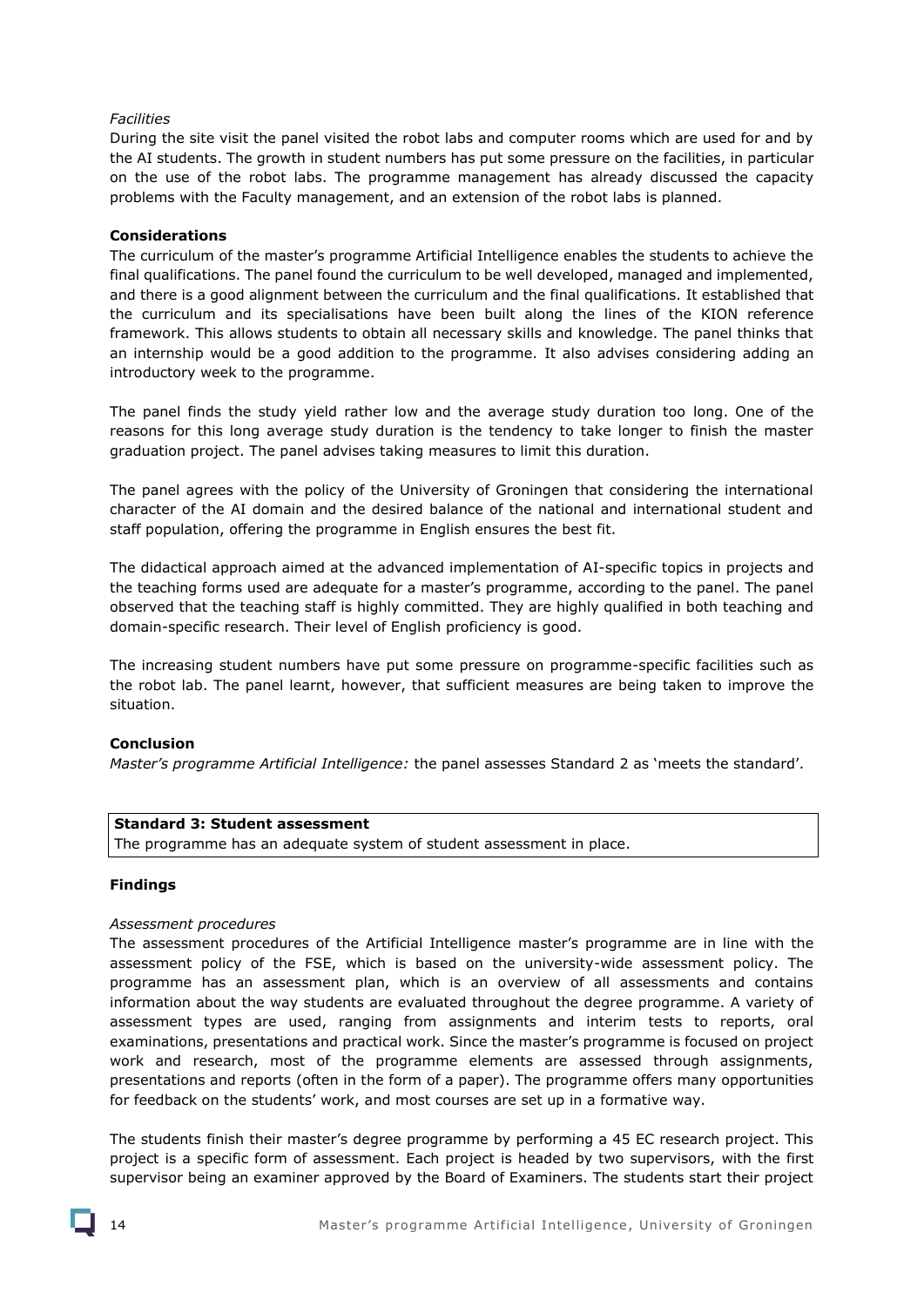*Facilities*

During the site visit the panel visited the robot labs and computer rooms which are used for and by the AI students. The growth in student numbers has put some pressure on the facilities, in particular on the use of the robot labs. The programme management has already discussed the capacity problems with the Faculty management, and an extension of the robot labs is planned.

**Considerations**

The curriculum of the master's programme Artificial Intelligence enables the students to achieve the final qualifications. The panel found the curriculum to be well developed, managed and implemented, and there is a good alignment between the curriculum and the final qualifications. It established that the curriculum and its specialisations have been built along the lines of the KION reference framework. This allows students to obtain all necessary skills and knowledge. The panel thinks that an internship would be a good addition to the programme. It also advises considering adding an introductory week to the programme.

The panel finds the study yield rather low and the average study duration too long. One of the reasons for this long average study duration is the tendency to take longer to finish the master graduation project. The panel advises taking measures to limit this duration.

The panel agrees with the policy of the University of Groningen that considering the international character of the AI domain and the desired balance of the national and international student and staff population, offering the programme in English ensures the best fit.

The didactical approach aimed at the advanced implementation of AI-specific topics in projects and the teaching forms used are adequate for a master's programme, according to the panel. The panel observed that the teaching staff is highly committed. They are highly qualified in both teaching and domain-specific research. Their level of English proficiency is good.

The increasing student numbers have put some pressure on programme-specific facilities such as the robot lab. The panel learnt, however, that sufficient measures are being taken to improve the situation.

**Conclusion**

*Master's programme Artificial Intelligence:* the panel assesses Standard 2 as 'meets the standard'.

**Standard 3: Student assessment**
The programme has an adequate system of student assessment in place.

**Findings**

*Assessment procedures*

The assessment procedures of the Artificial Intelligence master's programme are in line with the assessment policy of the FSE, which is based on the university-wide assessment policy. The programme has an assessment plan, which is an overview of all assessments and contains information about the way students are evaluated throughout the degree programme. A variety of assessment types are used, ranging from assignments and interim tests to reports, oral examinations, presentations and practical work. Since the master's programme is focused on project work and research, most of the programme elements are assessed through assignments, presentations and reports (often in the form of a paper). The programme offers many opportunities for feedback on the students' work, and most courses are set up in a formative way.

The students finish their master's degree programme by performing a 45 EC research project. This project is a specific form of assessment. Each project is headed by two supervisors, with the first supervisor being an examiner approved by the Board of Examiners. The students start their project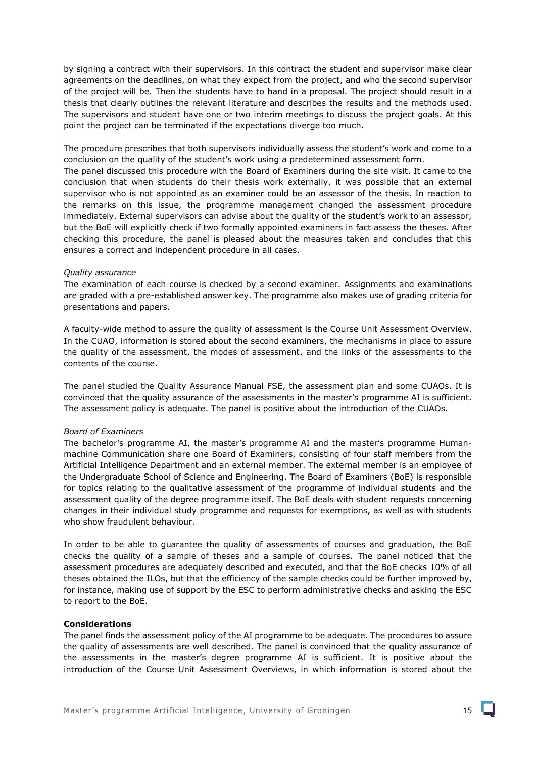by signing a contract with their supervisors. In this contract the student and supervisor make clear agreements on the deadlines, on what they expect from the project, and who the second supervisor of the project will be. Then the students have to hand in a proposal. The project should result in a thesis that clearly outlines the relevant literature and describes the results and the methods used. The supervisors and student have one or two interim meetings to discuss the project goals. At this point the project can be terminated if the expectations diverge too much.

The procedure prescribes that both supervisors individually assess the student's work and come to a conclusion on the quality of the student's work using a predetermined assessment form.
The panel discussed this procedure with the Board of Examiners during the site visit. It came to the conclusion that when students do their thesis work externally, it was possible that an external supervisor who is not appointed as an examiner could be an assessor of the thesis. In reaction to the remarks on this issue, the programme management changed the assessment procedure immediately. External supervisors can advise about the quality of the student's work to an assessor, but the BoE will explicitly check if two formally appointed examiners in fact assess the theses. After checking this procedure, the panel is pleased about the measures taken and concludes that this ensures a correct and independent procedure in all cases.

*Quality assurance*
The examination of each course is checked by a second examiner. Assignments and examinations are graded with a pre-established answer key. The programme also makes use of grading criteria for presentations and papers.

A faculty-wide method to assure the quality of assessment is the Course Unit Assessment Overview. In the CUAO, information is stored about the second examiners, the mechanisms in place to assure the quality of the assessment, the modes of assessment, and the links of the assessments to the contents of the course.

The panel studied the Quality Assurance Manual FSE, the assessment plan and some CUAOs. It is convinced that the quality assurance of the assessments in the master's programme AI is sufficient. The assessment policy is adequate. The panel is positive about the introduction of the CUAOs.

*Board of Examiners*
The bachelor's programme AI, the master's programme AI and the master's programme Human-machine Communication share one Board of Examiners, consisting of four staff members from the Artificial Intelligence Department and an external member. The external member is an employee of the Undergraduate School of Science and Engineering. The Board of Examiners (BoE) is responsible for topics relating to the qualitative assessment of the programme of individual students and the assessment quality of the degree programme itself. The BoE deals with student requests concerning changes in their individual study programme and requests for exemptions, as well as with students who show fraudulent behaviour.

In order to be able to guarantee the quality of assessments of courses and graduation, the BoE checks the quality of a sample of theses and a sample of courses. The panel noticed that the assessment procedures are adequately described and executed, and that the BoE checks 10% of all theses obtained the ILOs, but that the efficiency of the sample checks could be further improved by, for instance, making use of support by the ESC to perform administrative checks and asking the ESC to report to the BoE.

**Considerations**
The panel finds the assessment policy of the AI programme to be adequate. The procedures to assure the quality of assessments are well described. The panel is convinced that the quality assurance of the assessments in the master's degree programme AI is sufficient. It is positive about the introduction of the Course Unit Assessment Overviews, in which information is stored about the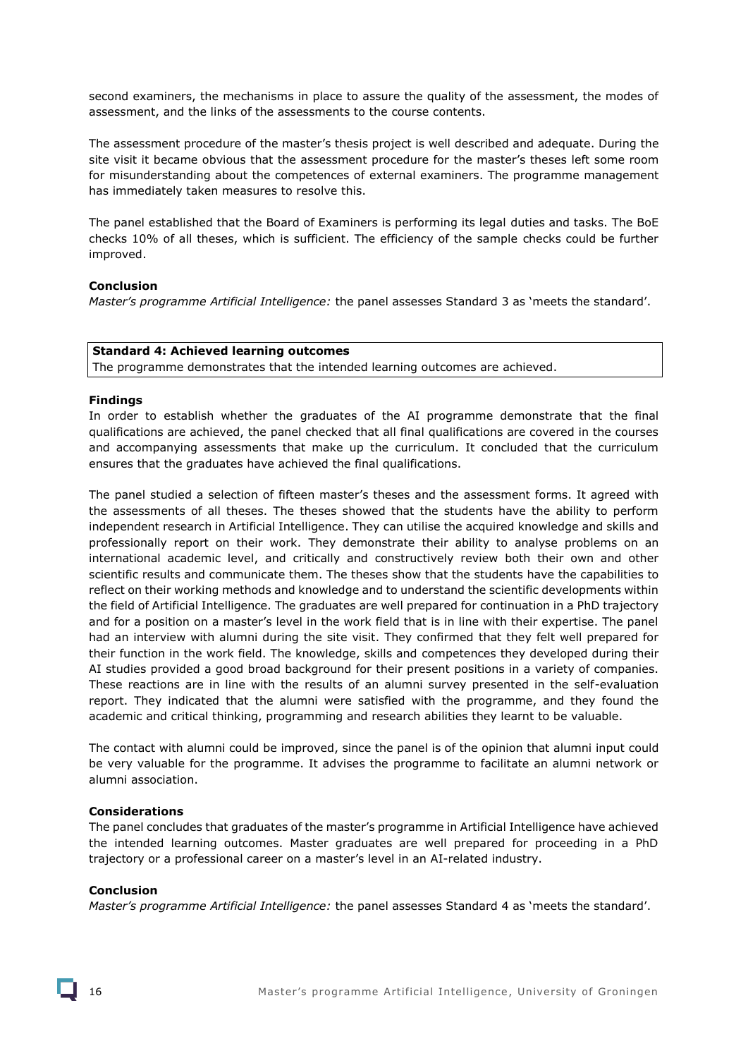second examiners, the mechanisms in place to assure the quality of the assessment, the modes of assessment, and the links of the assessments to the course contents.

The assessment procedure of the master's thesis project is well described and adequate. During the site visit it became obvious that the assessment procedure for the master's theses left some room for misunderstanding about the competences of external examiners. The programme management has immediately taken measures to resolve this.

The panel established that the Board of Examiners is performing its legal duties and tasks. The BoE checks 10% of all theses, which is sufficient. The efficiency of the sample checks could be further improved.

**Conclusion**

*Master's programme Artificial Intelligence:* the panel assesses Standard 3 as 'meets the standard'.

| **Standard 4: Achieved learning outcomes** |
| --- |
| The programme demonstrates that the intended learning outcomes are achieved. |

**Findings**

In order to establish whether the graduates of the AI programme demonstrate that the final qualifications are achieved, the panel checked that all final qualifications are covered in the courses and accompanying assessments that make up the curriculum. It concluded that the curriculum ensures that the graduates have achieved the final qualifications.

The panel studied a selection of fifteen master's theses and the assessment forms. It agreed with the assessments of all theses. The theses showed that the students have the ability to perform independent research in Artificial Intelligence. They can utilise the acquired knowledge and skills and professionally report on their work. They demonstrate their ability to analyse problems on an international academic level, and critically and constructively review both their own and other scientific results and communicate them. The theses show that the students have the capabilities to reflect on their working methods and knowledge and to understand the scientific developments within the field of Artificial Intelligence. The graduates are well prepared for continuation in a PhD trajectory and for a position on a master's level in the work field that is in line with their expertise. The panel had an interview with alumni during the site visit. They confirmed that they felt well prepared for their function in the work field. The knowledge, skills and competences they developed during their AI studies provided a good broad background for their present positions in a variety of companies. These reactions are in line with the results of an alumni survey presented in the self-evaluation report. They indicated that the alumni were satisfied with the programme, and they found the academic and critical thinking, programming and research abilities they learnt to be valuable.

The contact with alumni could be improved, since the panel is of the opinion that alumni input could be very valuable for the programme. It advises the programme to facilitate an alumni network or alumni association.

**Considerations**

The panel concludes that graduates of the master's programme in Artificial Intelligence have achieved the intended learning outcomes. Master graduates are well prepared for proceeding in a PhD trajectory or a professional career on a master's level in an AI-related industry.

**Conclusion**

*Master's programme Artificial Intelligence:* the panel assesses Standard 4 as 'meets the standard'.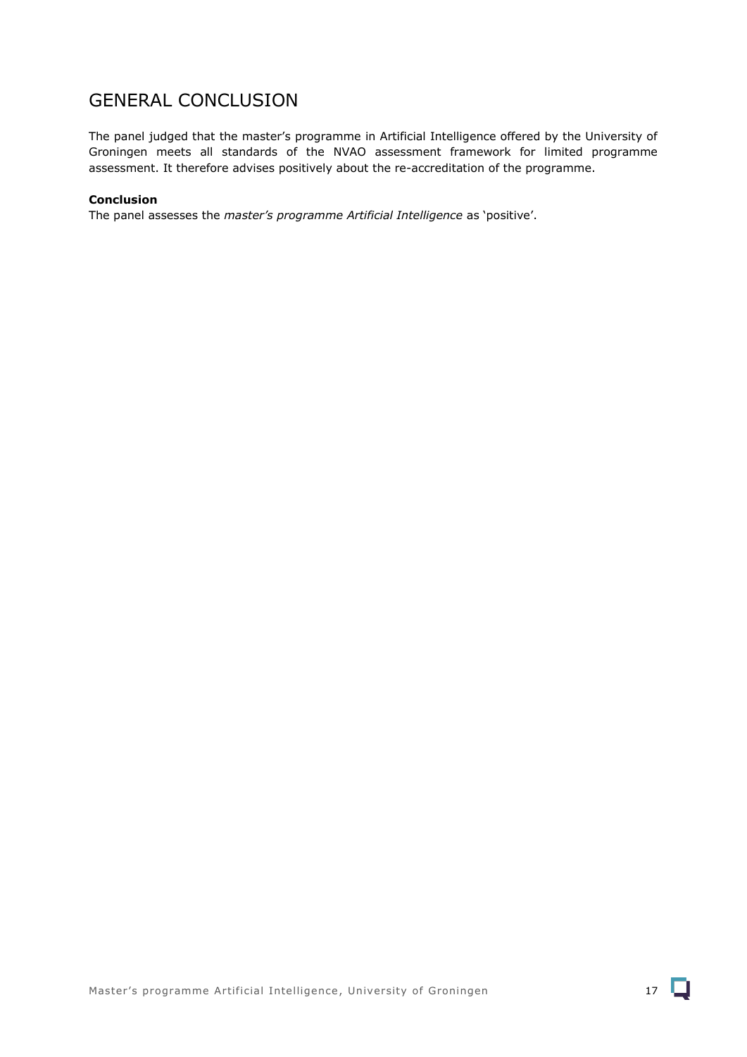# GENERAL CONCLUSION

The panel judged that the master's programme in Artificial Intelligence offered by the University of Groningen meets all standards of the NVAO assessment framework for limited programme assessment. It therefore advises positively about the re-accreditation of the programme.

**Conclusion**
The panel assesses the *master's programme Artificial Intelligence* as 'positive'.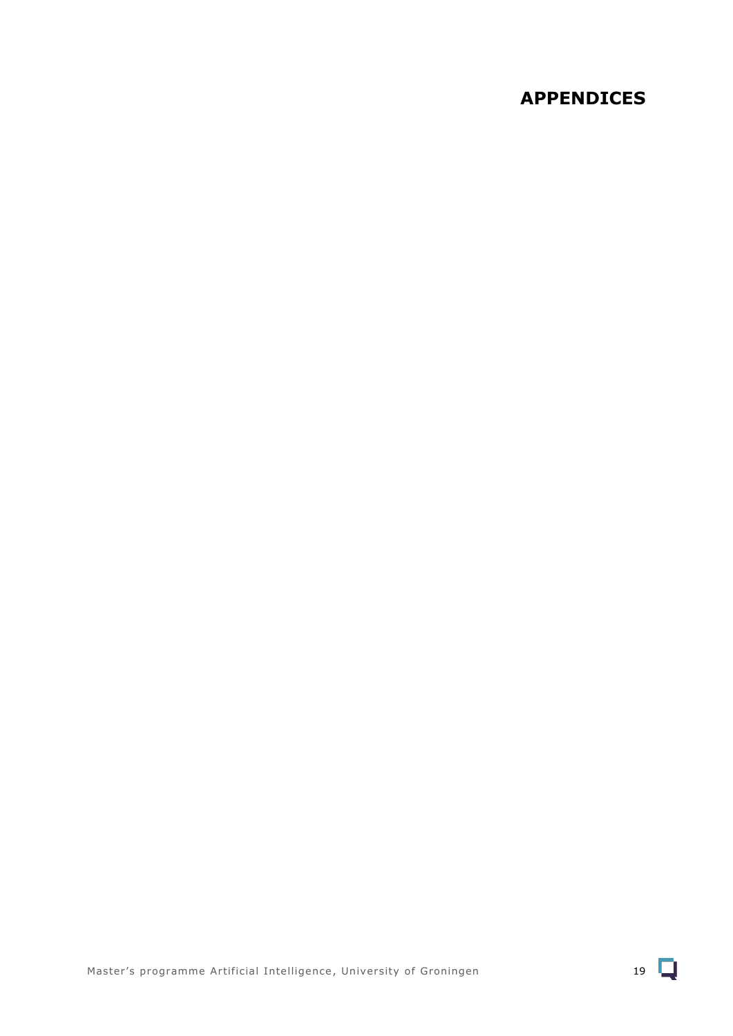# APPENDICES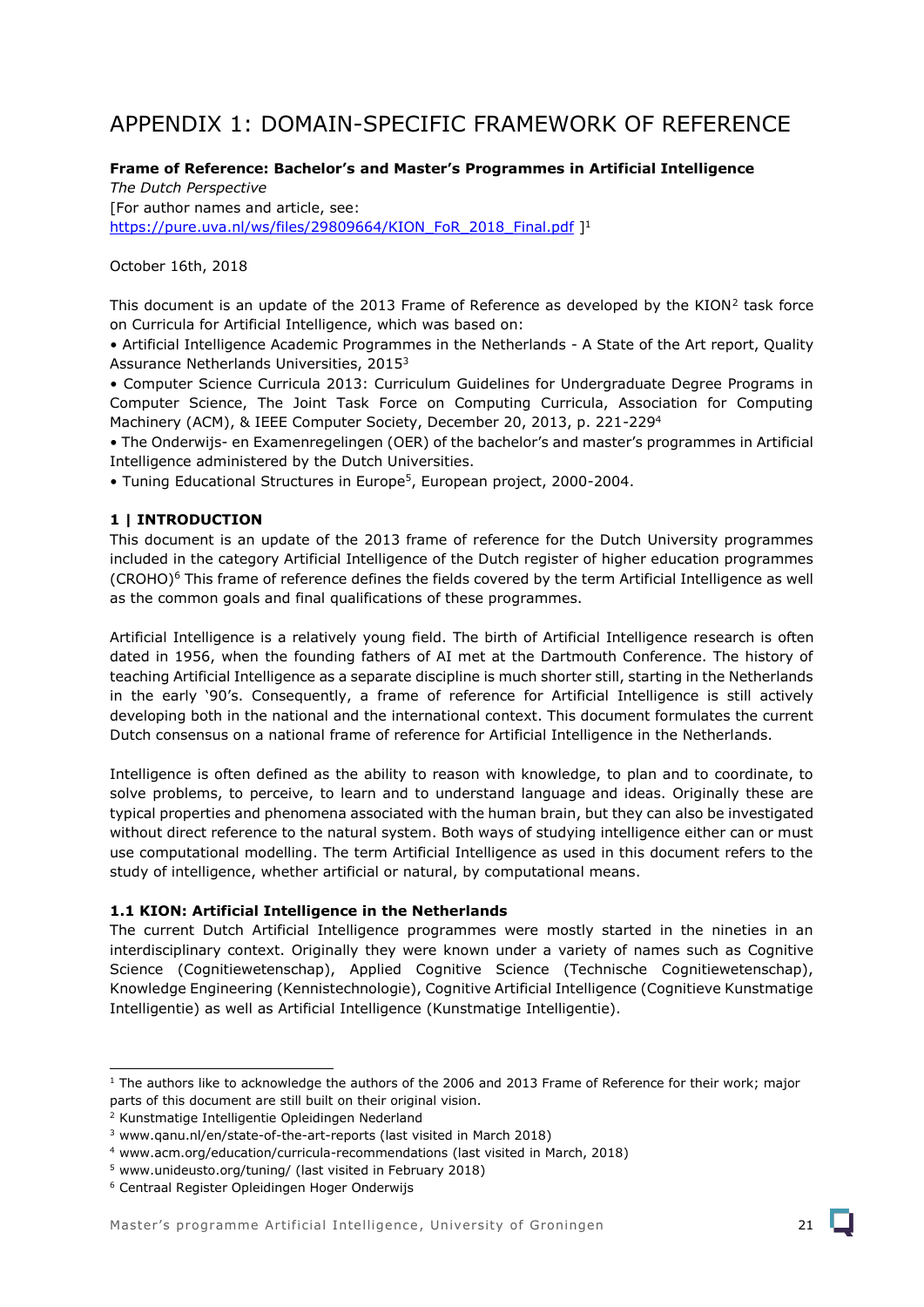# APPENDIX 1: DOMAIN-SPECIFIC FRAMEWORK OF REFERENCE

**Frame of Reference: Bachelor's and Master's Programmes in Artificial Intelligence**

*The Dutch Perspective*

[For author names and article, see: https://pure.uva.nl/ws/files/29809664/KION_FoR_2018_Final.pdf ][1]

October 16th, 2018

This document is an update of the 2013 Frame of Reference as developed by the KION[2] task force on Curricula for Artificial Intelligence, which was based on:

- Artificial Intelligence Academic Programmes in the Netherlands - A State of the Art report, Quality Assurance Netherlands Universities, 2015[3]
- Computer Science Curricula 2013: Curriculum Guidelines for Undergraduate Degree Programs in Computer Science, The Joint Task Force on Computing Curricula, Association for Computing Machinery (ACM), & IEEE Computer Society, December 20, 2013, p. 221-229[4]
- The Onderwijs- en Examenregelingen (OER) of the bachelor's and master's programmes in Artificial Intelligence administered by the Dutch Universities.
- Tuning Educational Structures in Europe[5], European project, 2000-2004.

## 1 | INTRODUCTION

This document is an update of the 2013 frame of reference for the Dutch University programmes included in the category Artificial Intelligence of the Dutch register of higher education programmes (CROHO)[6] This frame of reference defines the fields covered by the term Artificial Intelligence as well as the common goals and final qualifications of these programmes.

Artificial Intelligence is a relatively young field. The birth of Artificial Intelligence research is often dated in 1956, when the founding fathers of AI met at the Dartmouth Conference. The history of teaching Artificial Intelligence as a separate discipline is much shorter still, starting in the Netherlands in the early '90's. Consequently, a frame of reference for Artificial Intelligence is still actively developing both in the national and the international context. This document formulates the current Dutch consensus on a national frame of reference for Artificial Intelligence in the Netherlands.

Intelligence is often defined as the ability to reason with knowledge, to plan and to coordinate, to solve problems, to perceive, to learn and to understand language and ideas. Originally these are typical properties and phenomena associated with the human brain, but they can also be investigated without direct reference to the natural system. Both ways of studying intelligence either can or must use computational modelling. The term Artificial Intelligence as used in this document refers to the study of intelligence, whether artificial or natural, by computational means.

### 1.1 KION: Artificial Intelligence in the Netherlands

The current Dutch Artificial Intelligence programmes were mostly started in the nineties in an interdisciplinary context. Originally they were known under a variety of names such as Cognitive Science (Cognitiewetenschap), Applied Cognitive Science (Technische Cognitiewetenschap), Knowledge Engineering (Kennistechnologie), Cognitive Artificial Intelligence (Cognitieve Kunstmatige Intelligentie) as well as Artificial Intelligence (Kunstmatige Intelligentie).

---

[1] The authors like to acknowledge the authors of the 2006 and 2013 Frame of Reference for their work; major parts of this document are still built on their original vision.

[2] Kunstmatige Intelligentie Opleidingen Nederland

[3] www.qanu.nl/en/state-of-the-art-reports (last visited in March 2018)

[4] www.acm.org/education/curricula-recommendations (last visited in March, 2018)

[5] www.unideusto.org/tuning/ (last visited in February 2018)

[6] Centraal Register Opleidingen Hoger Onderwijs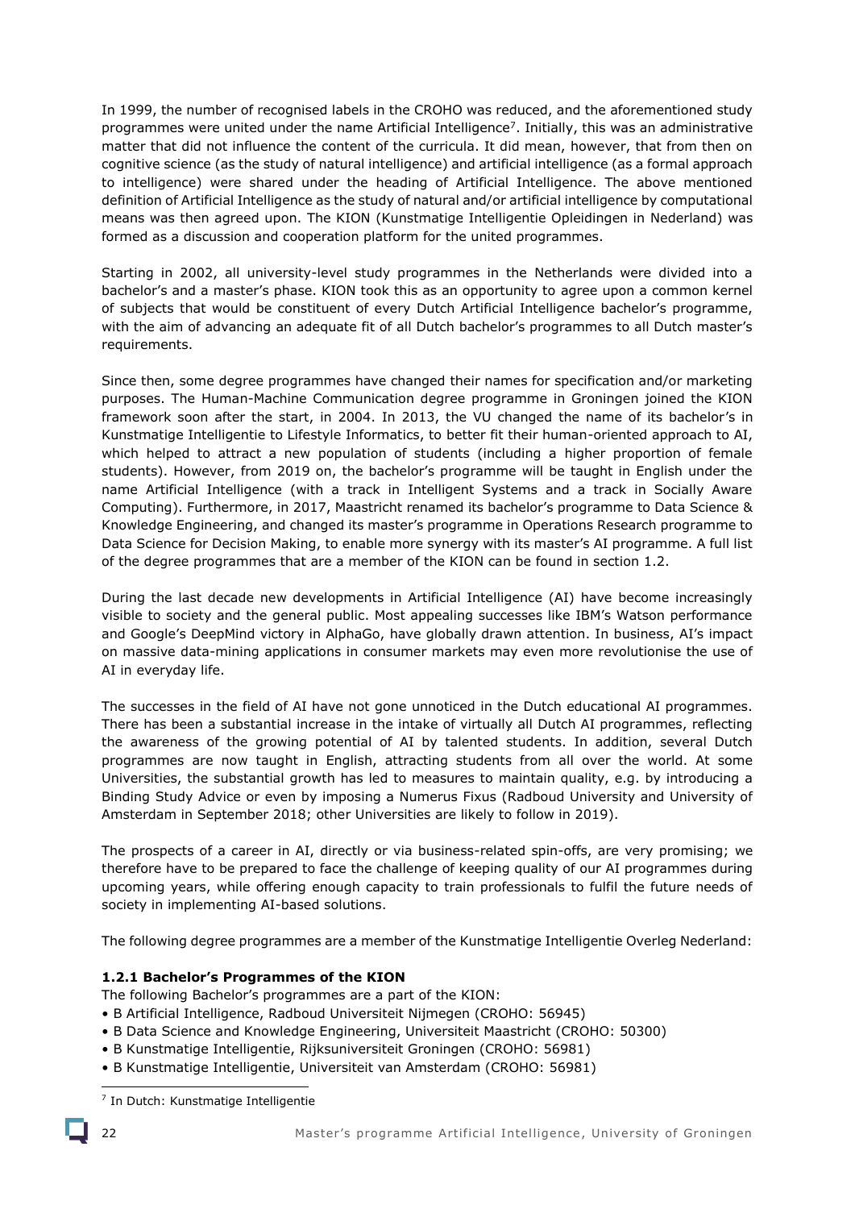In 1999, the number of recognised labels in the CROHO was reduced, and the aforementioned study programmes were united under the name Artificial Intelligence[7]. Initially, this was an administrative matter that did not influence the content of the curricula. It did mean, however, that from then on cognitive science (as the study of natural intelligence) and artificial intelligence (as a formal approach to intelligence) were shared under the heading of Artificial Intelligence. The above mentioned definition of Artificial Intelligence as the study of natural and/or artificial intelligence by computational means was then agreed upon. The KION (Kunstmatige Intelligentie Opleidingen in Nederland) was formed as a discussion and cooperation platform for the united programmes.

Starting in 2002, all university-level study programmes in the Netherlands were divided into a bachelor's and a master's phase. KION took this as an opportunity to agree upon a common kernel of subjects that would be constituent of every Dutch Artificial Intelligence bachelor's programme, with the aim of advancing an adequate fit of all Dutch bachelor's programmes to all Dutch master's requirements.

Since then, some degree programmes have changed their names for specification and/or marketing purposes. The Human-Machine Communication degree programme in Groningen joined the KION framework soon after the start, in 2004. In 2013, the VU changed the name of its bachelor's in Kunstmatige Intelligentie to Lifestyle Informatics, to better fit their human-oriented approach to AI, which helped to attract a new population of students (including a higher proportion of female students). However, from 2019 on, the bachelor's programme will be taught in English under the name Artificial Intelligence (with a track in Intelligent Systems and a track in Socially Aware Computing). Furthermore, in 2017, Maastricht renamed its bachelor's programme to Data Science & Knowledge Engineering, and changed its master's programme in Operations Research programme to Data Science for Decision Making, to enable more synergy with its master's AI programme. A full list of the degree programmes that are a member of the KION can be found in section 1.2.

During the last decade new developments in Artificial Intelligence (AI) have become increasingly visible to society and the general public. Most appealing successes like IBM's Watson performance and Google's DeepMind victory in AlphaGo, have globally drawn attention. In business, AI's impact on massive data-mining applications in consumer markets may even more revolutionise the use of AI in everyday life.

The successes in the field of AI have not gone unnoticed in the Dutch educational AI programmes. There has been a substantial increase in the intake of virtually all Dutch AI programmes, reflecting the awareness of the growing potential of AI by talented students. In addition, several Dutch programmes are now taught in English, attracting students from all over the world. At some Universities, the substantial growth has led to measures to maintain quality, e.g. by introducing a Binding Study Advice or even by imposing a Numerus Fixus (Radboud University and University of Amsterdam in September 2018; other Universities are likely to follow in 2019).

The prospects of a career in AI, directly or via business-related spin-offs, are very promising; we therefore have to be prepared to face the challenge of keeping quality of our AI programmes during upcoming years, while offering enough capacity to train professionals to fulfil the future needs of society in implementing AI-based solutions.

The following degree programmes are a member of the Kunstmatige Intelligentie Overleg Nederland:

#### 1.2.1 Bachelor's Programmes of the KION

The following Bachelor's programmes are a part of the KION:

- B Artificial Intelligence, Radboud Universiteit Nijmegen (CROHO: 56945)
- B Data Science and Knowledge Engineering, Universiteit Maastricht (CROHO: 50300)
- B Kunstmatige Intelligentie, Rijksuniversiteit Groningen (CROHO: 56981)
- B Kunstmatige Intelligentie, Universiteit van Amsterdam (CROHO: 56981)

[7] In Dutch: Kunstmatige Intelligentie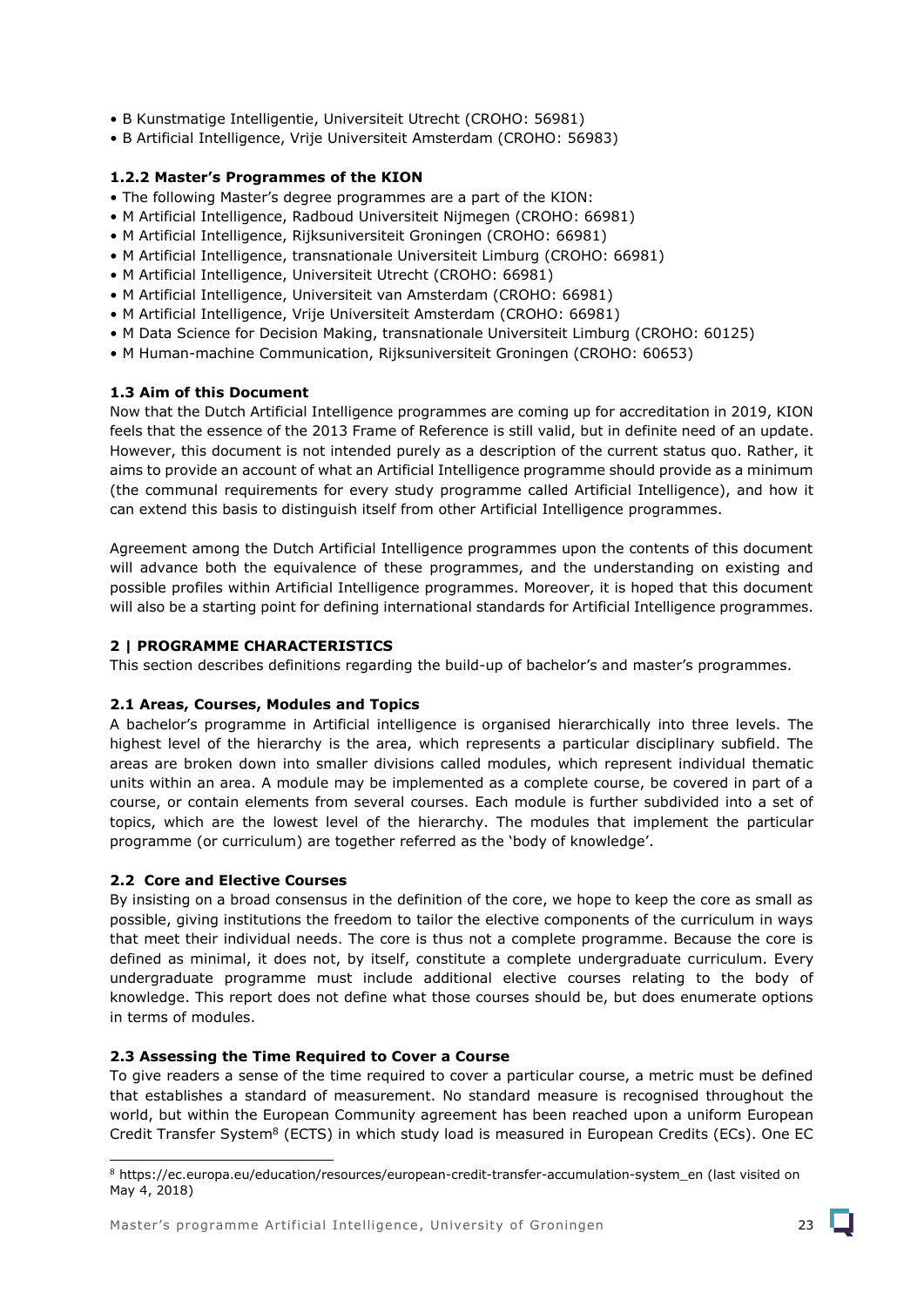- B Kunstmatige Intelligentie, Universiteit Utrecht (CROHO: 56981)
- B Artificial Intelligence, Vrije Universiteit Amsterdam (CROHO: 56983)

### 1.2.2 Master's Programmes of the KION

- The following Master's degree programmes are a part of the KION:
- M Artificial Intelligence, Radboud Universiteit Nijmegen (CROHO: 66981)
- M Artificial Intelligence, Rijksuniversiteit Groningen (CROHO: 66981)
- M Artificial Intelligence, transnationale Universiteit Limburg (CROHO: 66981)
- M Artificial Intelligence, Universiteit Utrecht (CROHO: 66981)
- M Artificial Intelligence, Universiteit van Amsterdam (CROHO: 66981)
- M Artificial Intelligence, Vrije Universiteit Amsterdam (CROHO: 66981)
- M Data Science for Decision Making, transnationale Universiteit Limburg (CROHO: 60125)
- M Human-machine Communication, Rijksuniversiteit Groningen (CROHO: 60653)

### 1.3 Aim of this Document

Now that the Dutch Artificial Intelligence programmes are coming up for accreditation in 2019, KION feels that the essence of the 2013 Frame of Reference is still valid, but in definite need of an update. However, this document is not intended purely as a description of the current status quo. Rather, it aims to provide an account of what an Artificial Intelligence programme should provide as a minimum (the communal requirements for every study programme called Artificial Intelligence), and how it can extend this basis to distinguish itself from other Artificial Intelligence programmes.

Agreement among the Dutch Artificial Intelligence programmes upon the contents of this document will advance both the equivalence of these programmes, and the understanding on existing and possible profiles within Artificial Intelligence programmes. Moreover, it is hoped that this document will also be a starting point for defining international standards for Artificial Intelligence programmes.

## 2 | PROGRAMME CHARACTERISTICS

This section describes definitions regarding the build-up of bachelor's and master's programmes.

### 2.1 Areas, Courses, Modules and Topics

A bachelor's programme in Artificial intelligence is organised hierarchically into three levels. The highest level of the hierarchy is the area, which represents a particular disciplinary subfield. The areas are broken down into smaller divisions called modules, which represent individual thematic units within an area. A module may be implemented as a complete course, be covered in part of a course, or contain elements from several courses. Each module is further subdivided into a set of topics, which are the lowest level of the hierarchy. The modules that implement the particular programme (or curriculum) are together referred as the 'body of knowledge'.

### 2.2 Core and Elective Courses

By insisting on a broad consensus in the definition of the core, we hope to keep the core as small as possible, giving institutions the freedom to tailor the elective components of the curriculum in ways that meet their individual needs. The core is thus not a complete programme. Because the core is defined as minimal, it does not, by itself, constitute a complete undergraduate curriculum. Every undergraduate programme must include additional elective courses relating to the body of knowledge. This report does not define what those courses should be, but does enumerate options in terms of modules.

### 2.3 Assessing the Time Required to Cover a Course

To give readers a sense of the time required to cover a particular course, a metric must be defined that establishes a standard of measurement. No standard measure is recognised throughout the world, but within the European Community agreement has been reached upon a uniform European Credit Transfer System[8] (ECTS) in which study load is measured in European Credits (ECs). One EC

[8] https://ec.europa.eu/education/resources/european-credit-transfer-accumulation-system_en (last visited on May 4, 2018)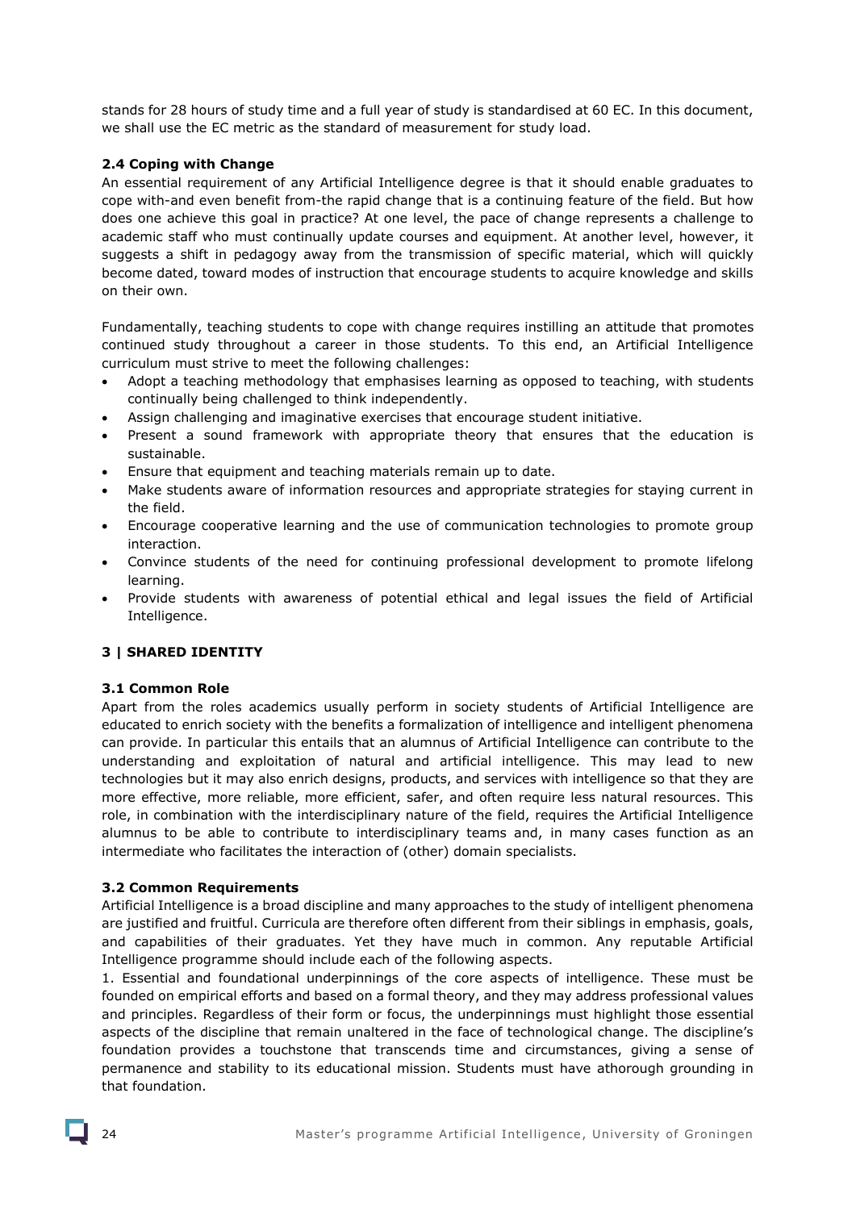stands for 28 hours of study time and a full year of study is standardised at 60 EC. In this document, we shall use the EC metric as the standard of measurement for study load.

### 2.4 Coping with Change

An essential requirement of any Artificial Intelligence degree is that it should enable graduates to cope with-and even benefit from-the rapid change that is a continuing feature of the field. But how does one achieve this goal in practice? At one level, the pace of change represents a challenge to academic staff who must continually update courses and equipment. At another level, however, it suggests a shift in pedagogy away from the transmission of specific material, which will quickly become dated, toward modes of instruction that encourage students to acquire knowledge and skills on their own.

Fundamentally, teaching students to cope with change requires instilling an attitude that promotes continued study throughout a career in those students. To this end, an Artificial Intelligence curriculum must strive to meet the following challenges:

- Adopt a teaching methodology that emphasises learning as opposed to teaching, with students continually being challenged to think independently.
- Assign challenging and imaginative exercises that encourage student initiative.
- Present a sound framework with appropriate theory that ensures that the education is sustainable.
- Ensure that equipment and teaching materials remain up to date.
- Make students aware of information resources and appropriate strategies for staying current in the field.
- Encourage cooperative learning and the use of communication technologies to promote group interaction.
- Convince students of the need for continuing professional development to promote lifelong learning.
- Provide students with awareness of potential ethical and legal issues the field of Artificial Intelligence.

## 3 | SHARED IDENTITY

### 3.1 Common Role

Apart from the roles academics usually perform in society students of Artificial Intelligence are educated to enrich society with the benefits a formalization of intelligence and intelligent phenomena can provide. In particular this entails that an alumnus of Artificial Intelligence can contribute to the understanding and exploitation of natural and artificial intelligence. This may lead to new technologies but it may also enrich designs, products, and services with intelligence so that they are more effective, more reliable, more efficient, safer, and often require less natural resources. This role, in combination with the interdisciplinary nature of the field, requires the Artificial Intelligence alumnus to be able to contribute to interdisciplinary teams and, in many cases function as an intermediate who facilitates the interaction of (other) domain specialists.

### 3.2 Common Requirements

Artificial Intelligence is a broad discipline and many approaches to the study of intelligent phenomena are justified and fruitful. Curricula are therefore often different from their siblings in emphasis, goals, and capabilities of their graduates. Yet they have much in common. Any reputable Artificial Intelligence programme should include each of the following aspects.

1. Essential and foundational underpinnings of the core aspects of intelligence. These must be founded on empirical efforts and based on a formal theory, and they may address professional values and principles. Regardless of their form or focus, the underpinnings must highlight those essential aspects of the discipline that remain unaltered in the face of technological change. The discipline's foundation provides a touchstone that transcends time and circumstances, giving a sense of permanence and stability to its educational mission. Students must have athorough grounding in that foundation.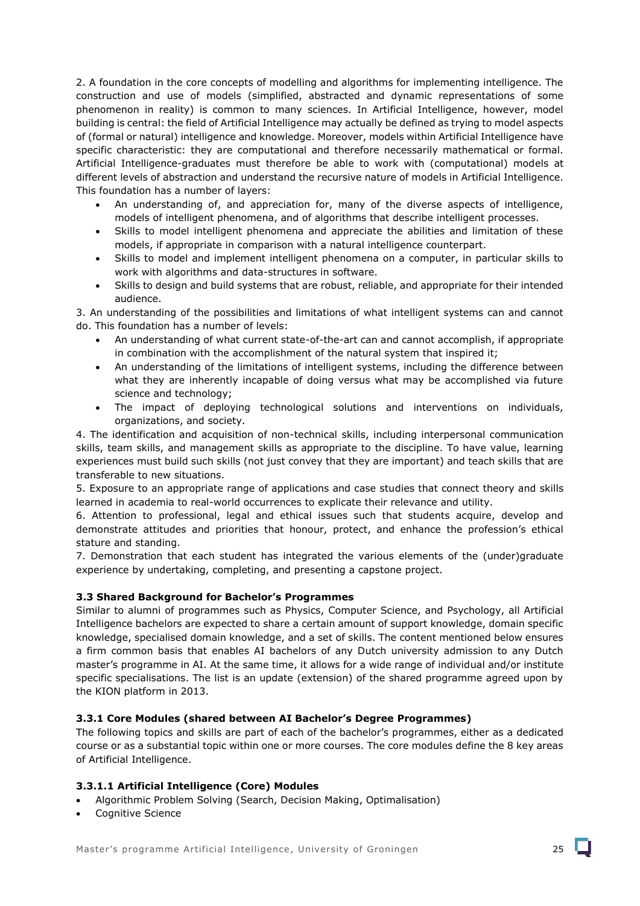2. A foundation in the core concepts of modelling and algorithms for implementing intelligence. The construction and use of models (simplified, abstracted and dynamic representations of some phenomenon in reality) is common to many sciences. In Artificial Intelligence, however, model building is central: the field of Artificial Intelligence may actually be defined as trying to model aspects of (formal or natural) intelligence and knowledge. Moreover, models within Artificial Intelligence have specific characteristic: they are computational and therefore necessarily mathematical or formal. Artificial Intelligence-graduates must therefore be able to work with (computational) models at different levels of abstraction and understand the recursive nature of models in Artificial Intelligence. This foundation has a number of layers:

- An understanding of, and appreciation for, many of the diverse aspects of intelligence, models of intelligent phenomena, and of algorithms that describe intelligent processes.
- Skills to model intelligent phenomena and appreciate the abilities and limitation of these models, if appropriate in comparison with a natural intelligence counterpart.
- Skills to model and implement intelligent phenomena on a computer, in particular skills to work with algorithms and data-structures in software.
- Skills to design and build systems that are robust, reliable, and appropriate for their intended audience.

3. An understanding of the possibilities and limitations of what intelligent systems can and cannot do. This foundation has a number of levels:

- An understanding of what current state-of-the-art can and cannot accomplish, if appropriate in combination with the accomplishment of the natural system that inspired it;
- An understanding of the limitations of intelligent systems, including the difference between what they are inherently incapable of doing versus what may be accomplished via future science and technology;
- The impact of deploying technological solutions and interventions on individuals, organizations, and society.

4. The identification and acquisition of non-technical skills, including interpersonal communication skills, team skills, and management skills as appropriate to the discipline. To have value, learning experiences must build such skills (not just convey that they are important) and teach skills that are transferable to new situations.

5. Exposure to an appropriate range of applications and case studies that connect theory and skills learned in academia to real-world occurrences to explicate their relevance and utility.

6. Attention to professional, legal and ethical issues such that students acquire, develop and demonstrate attitudes and priorities that honour, protect, and enhance the profession's ethical stature and standing.

7. Demonstration that each student has integrated the various elements of the (under)graduate experience by undertaking, completing, and presenting a capstone project.

### 3.3 Shared Background for Bachelor's Programmes

Similar to alumni of programmes such as Physics, Computer Science, and Psychology, all Artificial Intelligence bachelors are expected to share a certain amount of support knowledge, domain specific knowledge, specialised domain knowledge, and a set of skills. The content mentioned below ensures a firm common basis that enables AI bachelors of any Dutch university admission to any Dutch master's programme in AI. At the same time, it allows for a wide range of individual and/or institute specific specialisations. The list is an update (extension) of the shared programme agreed upon by the KION platform in 2013.

#### 3.3.1 Core Modules (shared between AI Bachelor's Degree Programmes)

The following topics and skills are part of each of the bachelor's programmes, either as a dedicated course or as a substantial topic within one or more courses. The core modules define the 8 key areas of Artificial Intelligence.

##### 3.3.1.1 Artificial Intelligence (Core) Modules

- Algorithmic Problem Solving (Search, Decision Making, Optimalisation)
- Cognitive Science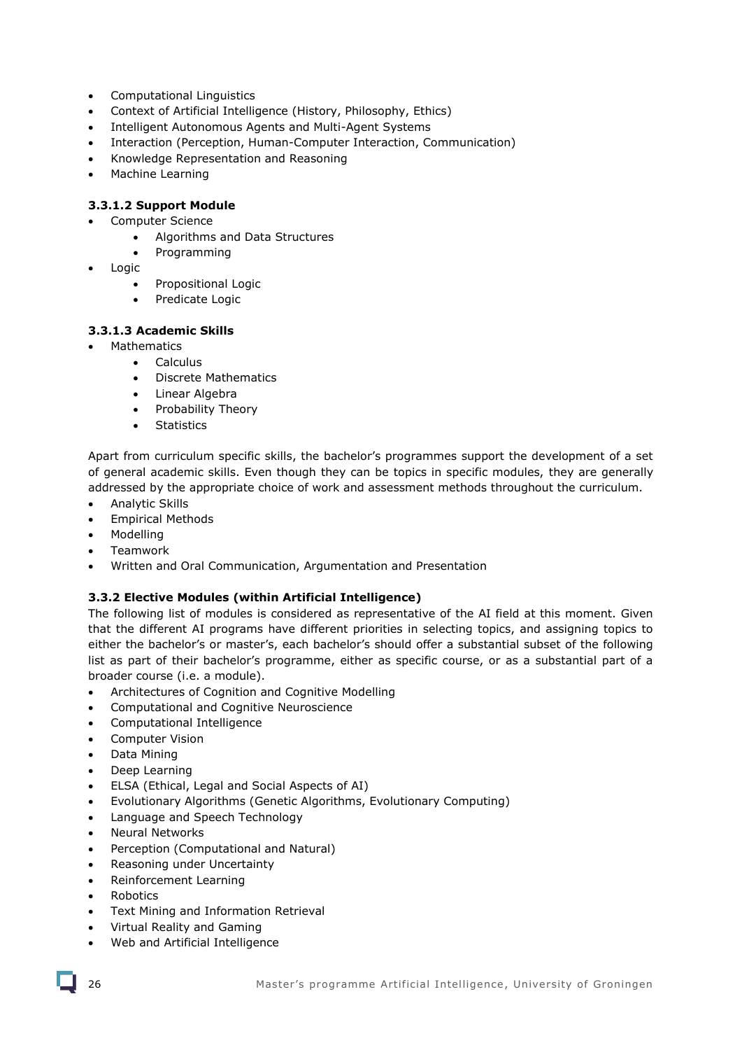- Computational Linguistics
- Context of Artificial Intelligence (History, Philosophy, Ethics)
- Intelligent Autonomous Agents and Multi-Agent Systems
- Interaction (Perception, Human-Computer Interaction, Communication)
- Knowledge Representation and Reasoning
- Machine Learning

#### 3.3.1.2 Support Module

- Computer Science
    - Algorithms and Data Structures
    - Programming
- Logic
    - Propositional Logic
    - Predicate Logic

#### 3.3.1.3 Academic Skills

- Mathematics
    - Calculus
    - Discrete Mathematics
    - Linear Algebra
    - Probability Theory
    - Statistics

Apart from curriculum specific skills, the bachelor's programmes support the development of a set of general academic skills. Even though they can be topics in specific modules, they are generally addressed by the appropriate choice of work and assessment methods throughout the curriculum.

- Analytic Skills
- Empirical Methods
- Modelling
- Teamwork
- Written and Oral Communication, Argumentation and Presentation

### 3.3.2 Elective Modules (within Artificial Intelligence)

The following list of modules is considered as representative of the AI field at this moment. Given that the different AI programs have different priorities in selecting topics, and assigning topics to either the bachelor's or master's, each bachelor's should offer a substantial subset of the following list as part of their bachelor's programme, either as specific course, or as a substantial part of a broader course (i.e. a module).

- Architectures of Cognition and Cognitive Modelling
- Computational and Cognitive Neuroscience
- Computational Intelligence
- Computer Vision
- Data Mining
- Deep Learning
- ELSA (Ethical, Legal and Social Aspects of AI)
- Evolutionary Algorithms (Genetic Algorithms, Evolutionary Computing)
- Language and Speech Technology
- Neural Networks
- Perception (Computational and Natural)
- Reasoning under Uncertainty
- Reinforcement Learning
- Robotics
- Text Mining and Information Retrieval
- Virtual Reality and Gaming
- Web and Artificial Intelligence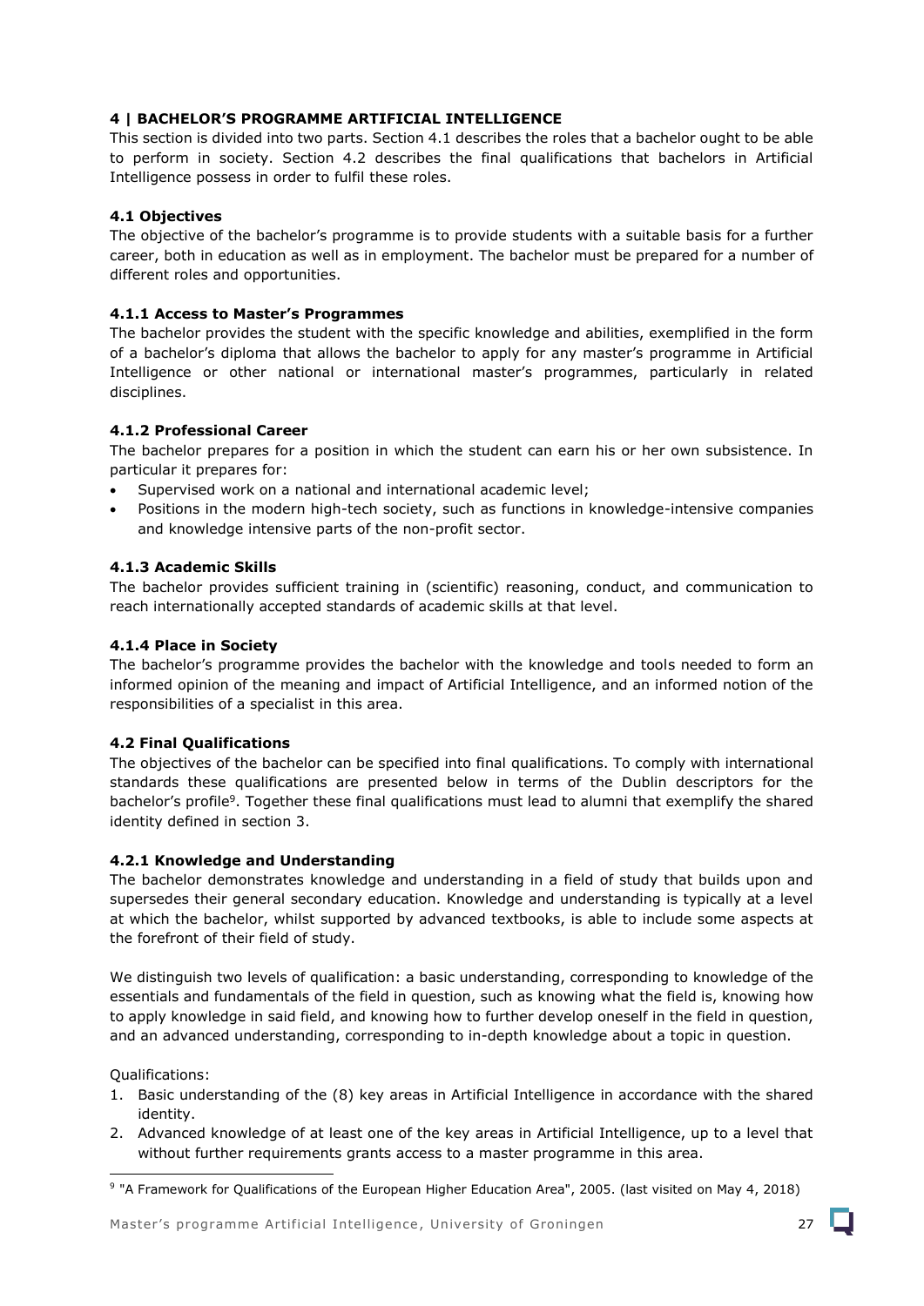## 4 | BACHELOR'S PROGRAMME ARTIFICIAL INTELLIGENCE

This section is divided into two parts. Section 4.1 describes the roles that a bachelor ought to be able to perform in society. Section 4.2 describes the final qualifications that bachelors in Artificial Intelligence possess in order to fulfil these roles.

### 4.1 Objectives

The objective of the bachelor's programme is to provide students with a suitable basis for a further career, both in education as well as in employment. The bachelor must be prepared for a number of different roles and opportunities.

#### 4.1.1 Access to Master's Programmes

The bachelor provides the student with the specific knowledge and abilities, exemplified in the form of a bachelor's diploma that allows the bachelor to apply for any master's programme in Artificial Intelligence or other national or international master's programmes, particularly in related disciplines.

#### 4.1.2 Professional Career

The bachelor prepares for a position in which the student can earn his or her own subsistence. In particular it prepares for:

- Supervised work on a national and international academic level;
- Positions in the modern high-tech society, such as functions in knowledge-intensive companies and knowledge intensive parts of the non-profit sector.

#### 4.1.3 Academic Skills

The bachelor provides sufficient training in (scientific) reasoning, conduct, and communication to reach internationally accepted standards of academic skills at that level.

#### 4.1.4 Place in Society

The bachelor's programme provides the bachelor with the knowledge and tools needed to form an informed opinion of the meaning and impact of Artificial Intelligence, and an informed notion of the responsibilities of a specialist in this area.

### 4.2 Final Qualifications

The objectives of the bachelor can be specified into final qualifications. To comply with international standards these qualifications are presented below in terms of the Dublin descriptors for the bachelor's profile[9]. Together these final qualifications must lead to alumni that exemplify the shared identity defined in section 3.

#### 4.2.1 Knowledge and Understanding

The bachelor demonstrates knowledge and understanding in a field of study that builds upon and supersedes their general secondary education. Knowledge and understanding is typically at a level at which the bachelor, whilst supported by advanced textbooks, is able to include some aspects at the forefront of their field of study.

We distinguish two levels of qualification: a basic understanding, corresponding to knowledge of the essentials and fundamentals of the field in question, such as knowing what the field is, knowing how to apply knowledge in said field, and knowing how to further develop oneself in the field in question, and an advanced understanding, corresponding to in-depth knowledge about a topic in question.

Qualifications:

1. Basic understanding of the (8) key areas in Artificial Intelligence in accordance with the shared identity.
2. Advanced knowledge of at least one of the key areas in Artificial Intelligence, up to a level that without further requirements grants access to a master programme in this area.

[9] "A Framework for Qualifications of the European Higher Education Area", 2005. (last visited on May 4, 2018)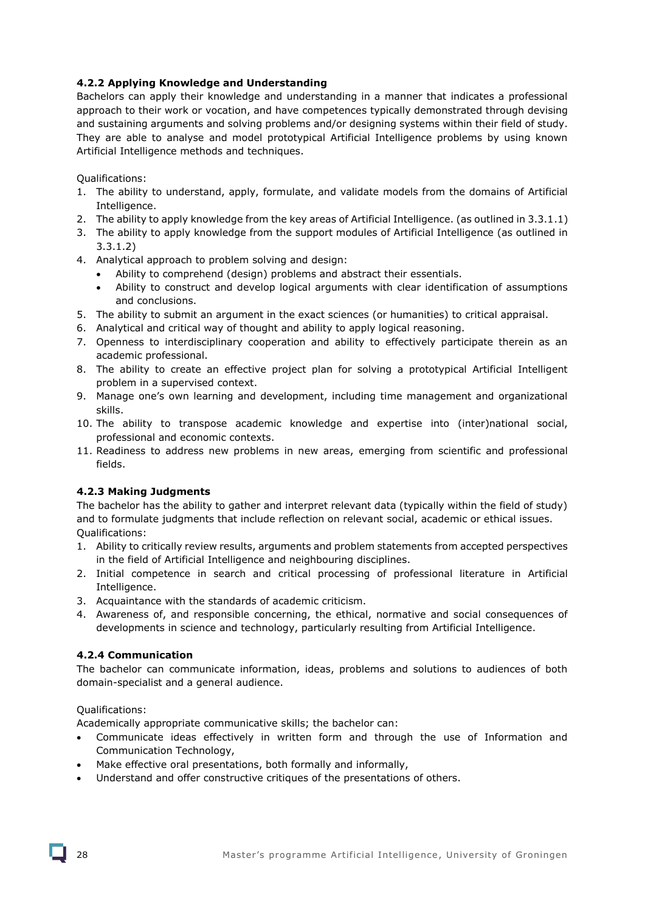### 4.2.2 Applying Knowledge and Understanding

Bachelors can apply their knowledge and understanding in a manner that indicates a professional approach to their work or vocation, and have competences typically demonstrated through devising and sustaining arguments and solving problems and/or designing systems within their field of study. They are able to analyse and model prototypical Artificial Intelligence problems by using known Artificial Intelligence methods and techniques.

Qualifications:

1. The ability to understand, apply, formulate, and validate models from the domains of Artificial Intelligence.
2. The ability to apply knowledge from the key areas of Artificial Intelligence. (as outlined in 3.3.1.1)
3. The ability to apply knowledge from the support modules of Artificial Intelligence (as outlined in 3.3.1.2)
4. Analytical approach to problem solving and design:
   - Ability to comprehend (design) problems and abstract their essentials.
   - Ability to construct and develop logical arguments with clear identification of assumptions and conclusions.
5. The ability to submit an argument in the exact sciences (or humanities) to critical appraisal.
6. Analytical and critical way of thought and ability to apply logical reasoning.
7. Openness to interdisciplinary cooperation and ability to effectively participate therein as an academic professional.
8. The ability to create an effective project plan for solving a prototypical Artificial Intelligent problem in a supervised context.
9. Manage one's own learning and development, including time management and organizational skills.
10. The ability to transpose academic knowledge and expertise into (inter)national social, professional and economic contexts.
11. Readiness to address new problems in new areas, emerging from scientific and professional fields.

### 4.2.3 Making Judgments

The bachelor has the ability to gather and interpret relevant data (typically within the field of study) and to formulate judgments that include reflection on relevant social, academic or ethical issues.
Qualifications:

1. Ability to critically review results, arguments and problem statements from accepted perspectives in the field of Artificial Intelligence and neighbouring disciplines.
2. Initial competence in search and critical processing of professional literature in Artificial Intelligence.
3. Acquaintance with the standards of academic criticism.
4. Awareness of, and responsible concerning, the ethical, normative and social consequences of developments in science and technology, particularly resulting from Artificial Intelligence.

### 4.2.4 Communication

The bachelor can communicate information, ideas, problems and solutions to audiences of both domain-specialist and a general audience.

Qualifications:

Academically appropriate communicative skills; the bachelor can:

- Communicate ideas effectively in written form and through the use of Information and Communication Technology,
- Make effective oral presentations, both formally and informally,
- Understand and offer constructive critiques of the presentations of others.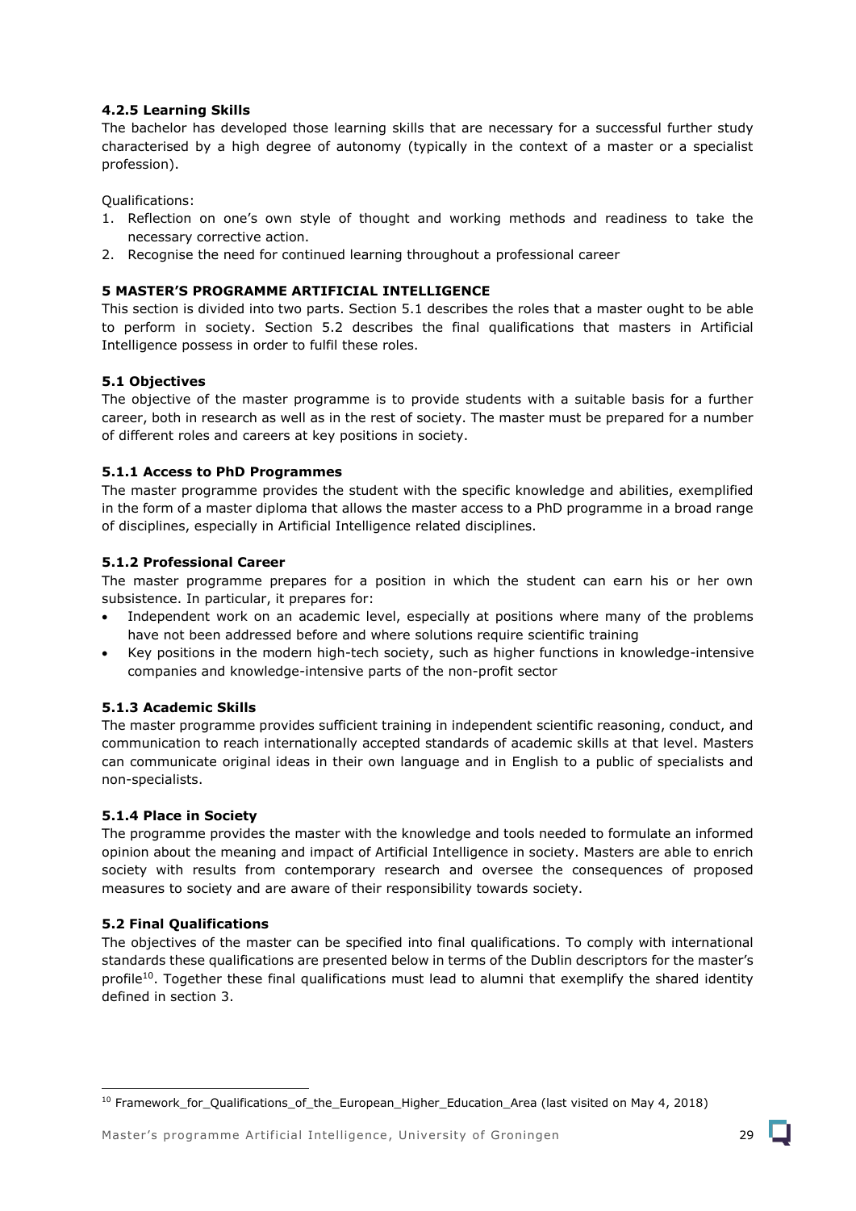#### 4.2.5 Learning Skills

The bachelor has developed those learning skills that are necessary for a successful further study characterised by a high degree of autonomy (typically in the context of a master or a specialist profession).

Qualifications:

1. Reflection on one's own style of thought and working methods and readiness to take the necessary corrective action.
2. Recognise the need for continued learning throughout a professional career

## 5 MASTER'S PROGRAMME ARTIFICIAL INTELLIGENCE

This section is divided into two parts. Section 5.1 describes the roles that a master ought to be able to perform in society. Section 5.2 describes the final qualifications that masters in Artificial Intelligence possess in order to fulfil these roles.

### 5.1 Objectives

The objective of the master programme is to provide students with a suitable basis for a further career, both in research as well as in the rest of society. The master must be prepared for a number of different roles and careers at key positions in society.

#### 5.1.1 Access to PhD Programmes

The master programme provides the student with the specific knowledge and abilities, exemplified in the form of a master diploma that allows the master access to a PhD programme in a broad range of disciplines, especially in Artificial Intelligence related disciplines.

#### 5.1.2 Professional Career

The master programme prepares for a position in which the student can earn his or her own subsistence. In particular, it prepares for:

- Independent work on an academic level, especially at positions where many of the problems have not been addressed before and where solutions require scientific training
- Key positions in the modern high-tech society, such as higher functions in knowledge-intensive companies and knowledge-intensive parts of the non-profit sector

#### 5.1.3 Academic Skills

The master programme provides sufficient training in independent scientific reasoning, conduct, and communication to reach internationally accepted standards of academic skills at that level. Masters can communicate original ideas in their own language and in English to a public of specialists and non-specialists.

#### 5.1.4 Place in Society

The programme provides the master with the knowledge and tools needed to formulate an informed opinion about the meaning and impact of Artificial Intelligence in society. Masters are able to enrich society with results from contemporary research and oversee the consequences of proposed measures to society and are aware of their responsibility towards society.

### 5.2 Final Qualifications

The objectives of the master can be specified into final qualifications. To comply with international standards these qualifications are presented below in terms of the Dublin descriptors for the master's profile[10]. Together these final qualifications must lead to alumni that exemplify the shared identity defined in section 3.

---

[10] Framework_for_Qualifications_of_the_European_Higher_Education_Area (last visited on May 4, 2018)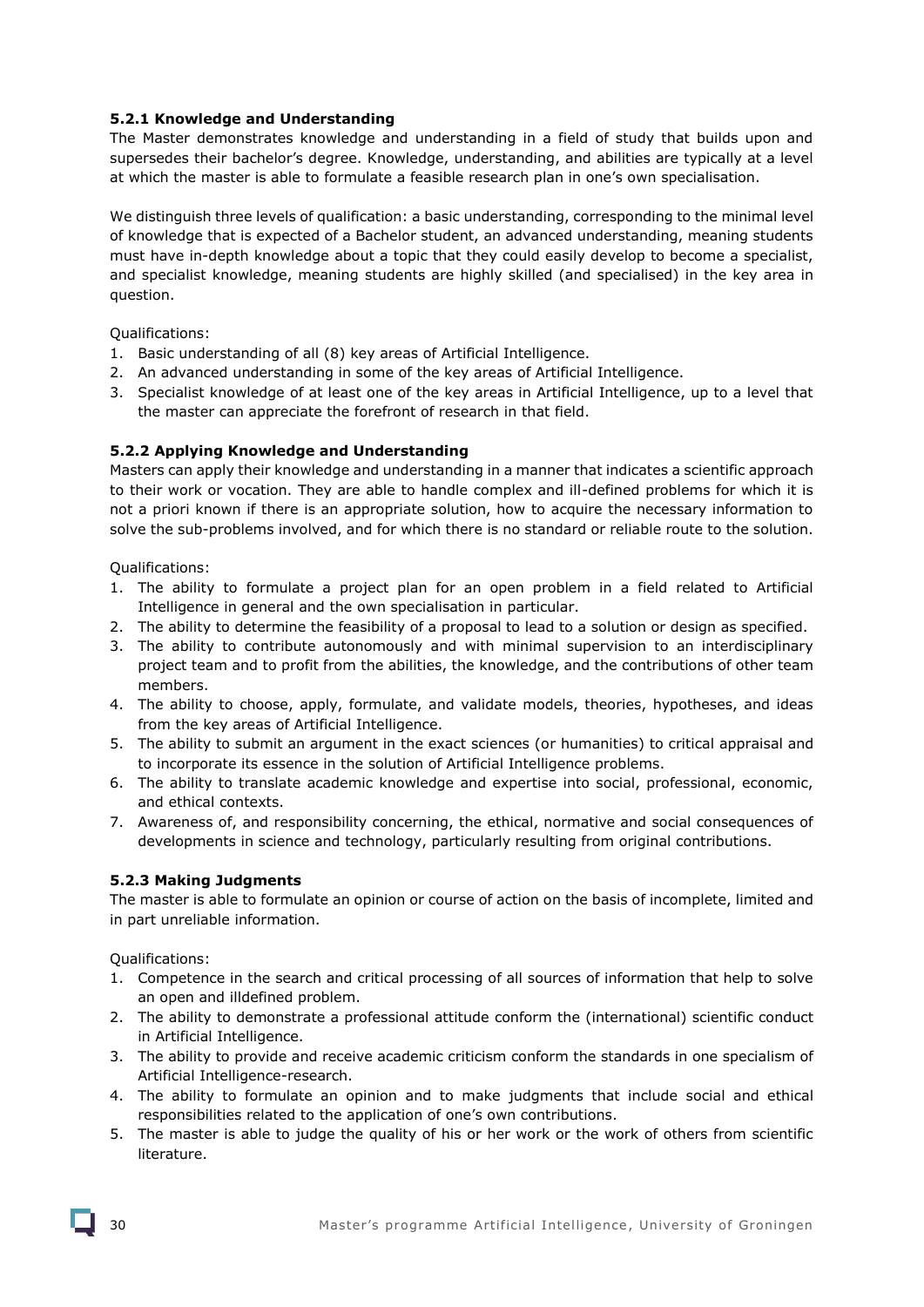### 5.2.1 Knowledge and Understanding

The Master demonstrates knowledge and understanding in a field of study that builds upon and supersedes their bachelor's degree. Knowledge, understanding, and abilities are typically at a level at which the master is able to formulate a feasible research plan in one's own specialisation.

We distinguish three levels of qualification: a basic understanding, corresponding to the minimal level of knowledge that is expected of a Bachelor student, an advanced understanding, meaning students must have in-depth knowledge about a topic that they could easily develop to become a specialist, and specialist knowledge, meaning students are highly skilled (and specialised) in the key area in question.

Qualifications:

1. Basic understanding of all (8) key areas of Artificial Intelligence.
2. An advanced understanding in some of the key areas of Artificial Intelligence.
3. Specialist knowledge of at least one of the key areas in Artificial Intelligence, up to a level that the master can appreciate the forefront of research in that field.

### 5.2.2 Applying Knowledge and Understanding

Masters can apply their knowledge and understanding in a manner that indicates a scientific approach to their work or vocation. They are able to handle complex and ill-defined problems for which it is not a priori known if there is an appropriate solution, how to acquire the necessary information to solve the sub-problems involved, and for which there is no standard or reliable route to the solution.

Qualifications:

1. The ability to formulate a project plan for an open problem in a field related to Artificial Intelligence in general and the own specialisation in particular.
2. The ability to determine the feasibility of a proposal to lead to a solution or design as specified.
3. The ability to contribute autonomously and with minimal supervision to an interdisciplinary project team and to profit from the abilities, the knowledge, and the contributions of other team members.
4. The ability to choose, apply, formulate, and validate models, theories, hypotheses, and ideas from the key areas of Artificial Intelligence.
5. The ability to submit an argument in the exact sciences (or humanities) to critical appraisal and to incorporate its essence in the solution of Artificial Intelligence problems.
6. The ability to translate academic knowledge and expertise into social, professional, economic, and ethical contexts.
7. Awareness of, and responsibility concerning, the ethical, normative and social consequences of developments in science and technology, particularly resulting from original contributions.

### 5.2.3 Making Judgments

The master is able to formulate an opinion or course of action on the basis of incomplete, limited and in part unreliable information.

Qualifications:

1. Competence in the search and critical processing of all sources of information that help to solve an open and illdefined problem.
2. The ability to demonstrate a professional attitude conform the (international) scientific conduct in Artificial Intelligence.
3. The ability to provide and receive academic criticism conform the standards in one specialism of Artificial Intelligence-research.
4. The ability to formulate an opinion and to make judgments that include social and ethical responsibilities related to the application of one's own contributions.
5. The master is able to judge the quality of his or her work or the work of others from scientific literature.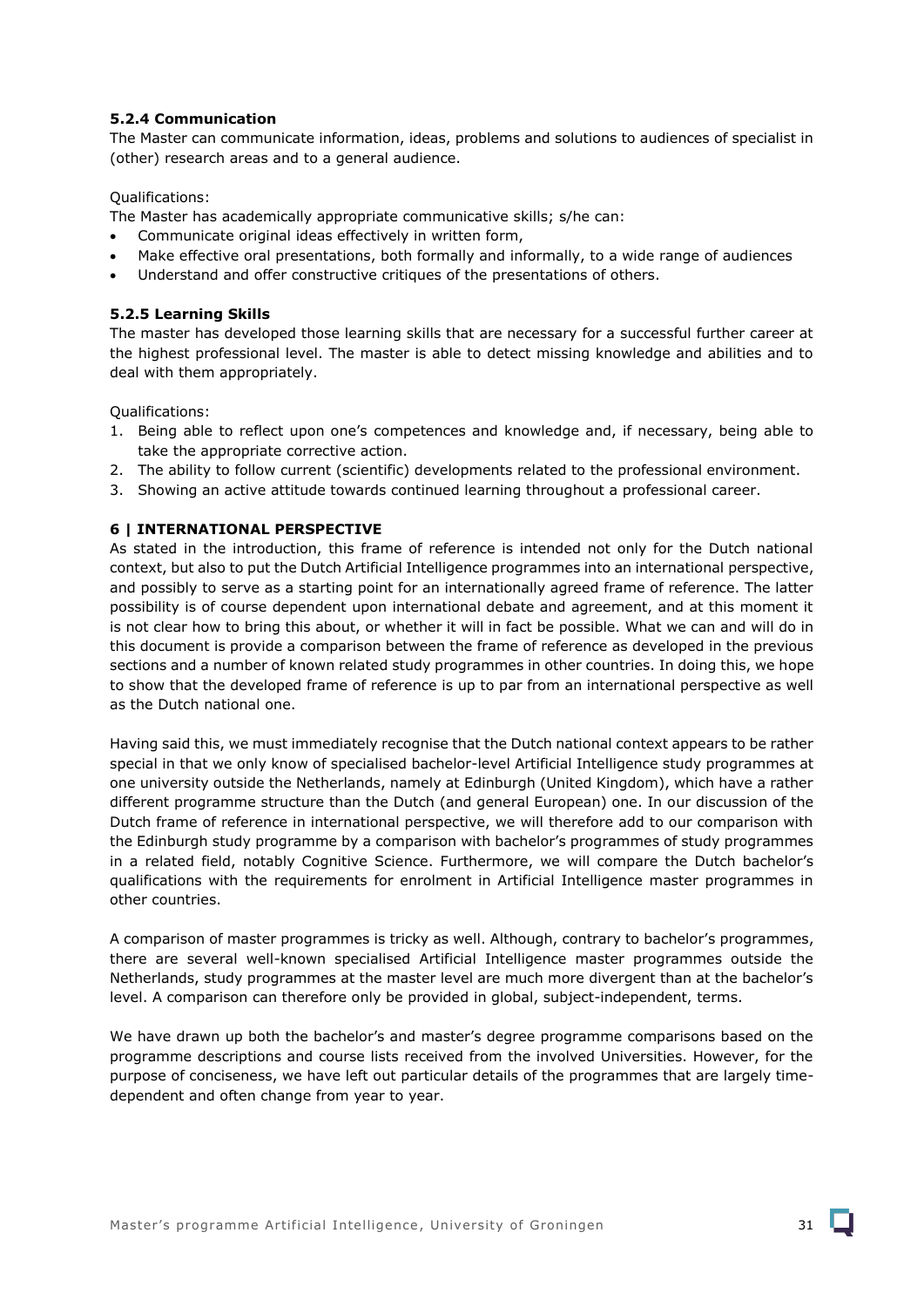### 5.2.4 Communication

The Master can communicate information, ideas, problems and solutions to audiences of specialist in (other) research areas and to a general audience.

Qualifications:

The Master has academically appropriate communicative skills; s/he can:

- Communicate original ideas effectively in written form,
- Make effective oral presentations, both formally and informally, to a wide range of audiences
- Understand and offer constructive critiques of the presentations of others.

### 5.2.5 Learning Skills

The master has developed those learning skills that are necessary for a successful further career at the highest professional level. The master is able to detect missing knowledge and abilities and to deal with them appropriately.

Qualifications:

1. Being able to reflect upon one's competences and knowledge and, if necessary, being able to take the appropriate corrective action.
2. The ability to follow current (scientific) developments related to the professional environment.
3. Showing an active attitude towards continued learning throughout a professional career.

## 6 | INTERNATIONAL PERSPECTIVE

As stated in the introduction, this frame of reference is intended not only for the Dutch national context, but also to put the Dutch Artificial Intelligence programmes into an international perspective, and possibly to serve as a starting point for an internationally agreed frame of reference. The latter possibility is of course dependent upon international debate and agreement, and at this moment it is not clear how to bring this about, or whether it will in fact be possible. What we can and will do in this document is provide a comparison between the frame of reference as developed in the previous sections and a number of known related study programmes in other countries. In doing this, we hope to show that the developed frame of reference is up to par from an international perspective as well as the Dutch national one.

Having said this, we must immediately recognise that the Dutch national context appears to be rather special in that we only know of specialised bachelor-level Artificial Intelligence study programmes at one university outside the Netherlands, namely at Edinburgh (United Kingdom), which have a rather different programme structure than the Dutch (and general European) one. In our discussion of the Dutch frame of reference in international perspective, we will therefore add to our comparison with the Edinburgh study programme by a comparison with bachelor's programmes of study programmes in a related field, notably Cognitive Science. Furthermore, we will compare the Dutch bachelor's qualifications with the requirements for enrolment in Artificial Intelligence master programmes in other countries.

A comparison of master programmes is tricky as well. Although, contrary to bachelor's programmes, there are several well-known specialised Artificial Intelligence master programmes outside the Netherlands, study programmes at the master level are much more divergent than at the bachelor's level. A comparison can therefore only be provided in global, subject-independent, terms.

We have drawn up both the bachelor's and master's degree programme comparisons based on the programme descriptions and course lists received from the involved Universities. However, for the purpose of conciseness, we have left out particular details of the programmes that are largely time-dependent and often change from year to year.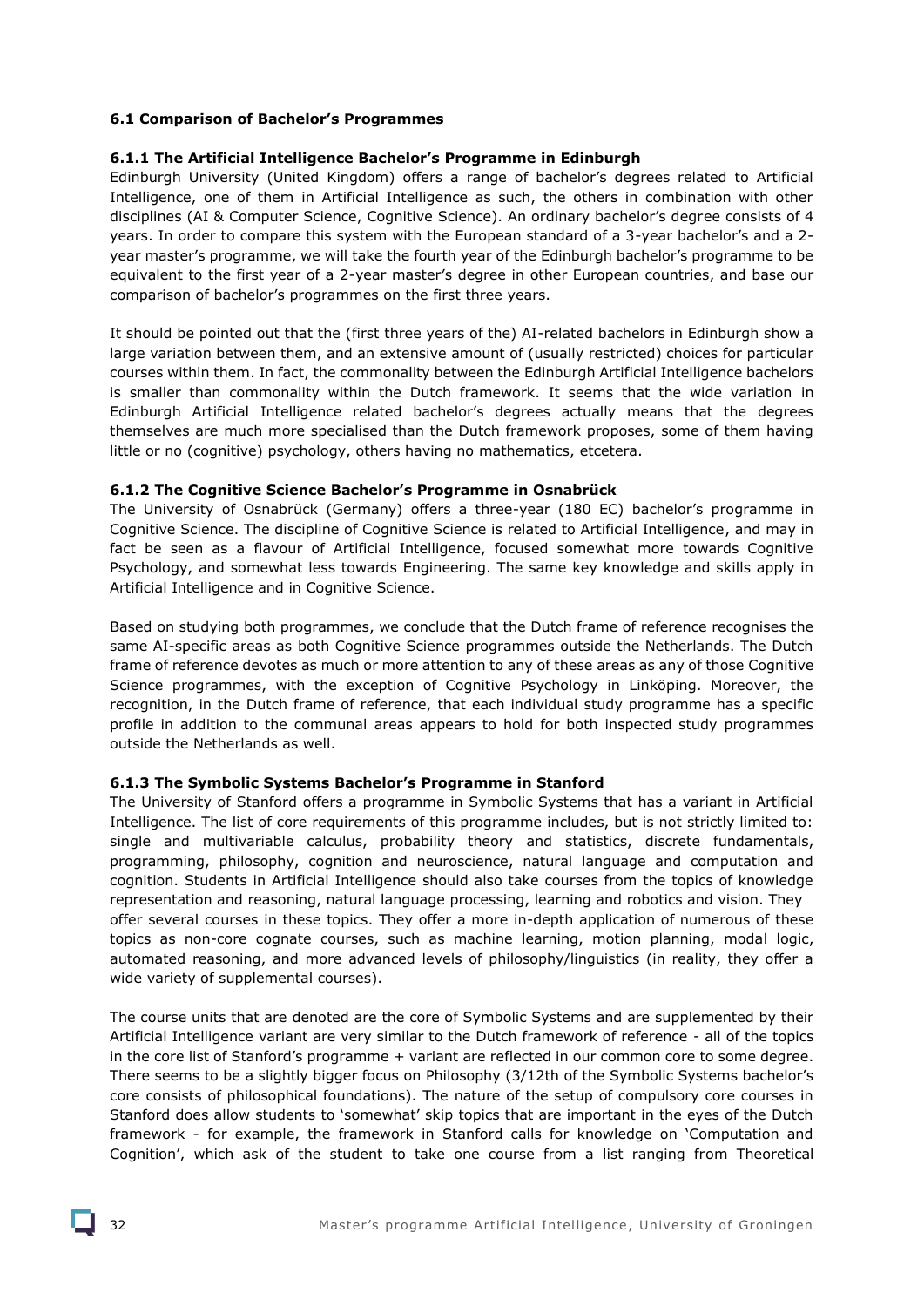### 6.1 Comparison of Bachelor's Programmes

#### 6.1.1 The Artificial Intelligence Bachelor's Programme in Edinburgh

Edinburgh University (United Kingdom) offers a range of bachelor's degrees related to Artificial Intelligence, one of them in Artificial Intelligence as such, the others in combination with other disciplines (AI & Computer Science, Cognitive Science). An ordinary bachelor's degree consists of 4 years. In order to compare this system with the European standard of a 3-year bachelor's and a 2-year master's programme, we will take the fourth year of the Edinburgh bachelor's programme to be equivalent to the first year of a 2-year master's degree in other European countries, and base our comparison of bachelor's programmes on the first three years.

It should be pointed out that the (first three years of the) AI-related bachelors in Edinburgh show a large variation between them, and an extensive amount of (usually restricted) choices for particular courses within them. In fact, the commonality between the Edinburgh Artificial Intelligence bachelors is smaller than commonality within the Dutch framework. It seems that the wide variation in Edinburgh Artificial Intelligence related bachelor's degrees actually means that the degrees themselves are much more specialised than the Dutch framework proposes, some of them having little or no (cognitive) psychology, others having no mathematics, etcetera.

#### 6.1.2 The Cognitive Science Bachelor's Programme in Osnabrück

The University of Osnabrück (Germany) offers a three-year (180 EC) bachelor's programme in Cognitive Science. The discipline of Cognitive Science is related to Artificial Intelligence, and may in fact be seen as a flavour of Artificial Intelligence, focused somewhat more towards Cognitive Psychology, and somewhat less towards Engineering. The same key knowledge and skills apply in Artificial Intelligence and in Cognitive Science.

Based on studying both programmes, we conclude that the Dutch frame of reference recognises the same AI-specific areas as both Cognitive Science programmes outside the Netherlands. The Dutch frame of reference devotes as much or more attention to any of these areas as any of those Cognitive Science programmes, with the exception of Cognitive Psychology in Linköping. Moreover, the recognition, in the Dutch frame of reference, that each individual study programme has a specific profile in addition to the communal areas appears to hold for both inspected study programmes outside the Netherlands as well.

#### 6.1.3 The Symbolic Systems Bachelor's Programme in Stanford

The University of Stanford offers a programme in Symbolic Systems that has a variant in Artificial Intelligence. The list of core requirements of this programme includes, but is not strictly limited to: single and multivariable calculus, probability theory and statistics, discrete fundamentals, programming, philosophy, cognition and neuroscience, natural language and computation and cognition. Students in Artificial Intelligence should also take courses from the topics of knowledge representation and reasoning, natural language processing, learning and robotics and vision. They offer several courses in these topics. They offer a more in-depth application of numerous of these topics as non-core cognate courses, such as machine learning, motion planning, modal logic, automated reasoning, and more advanced levels of philosophy/linguistics (in reality, they offer a wide variety of supplemental courses).

The course units that are denoted are the core of Symbolic Systems and are supplemented by their Artificial Intelligence variant are very similar to the Dutch framework of reference - all of the topics in the core list of Stanford's programme + variant are reflected in our common core to some degree. There seems to be a slightly bigger focus on Philosophy (3/12th of the Symbolic Systems bachelor's core consists of philosophical foundations). The nature of the setup of compulsory core courses in Stanford does allow students to 'somewhat' skip topics that are important in the eyes of the Dutch framework - for example, the framework in Stanford calls for knowledge on 'Computation and Cognition', which ask of the student to take one course from a list ranging from Theoretical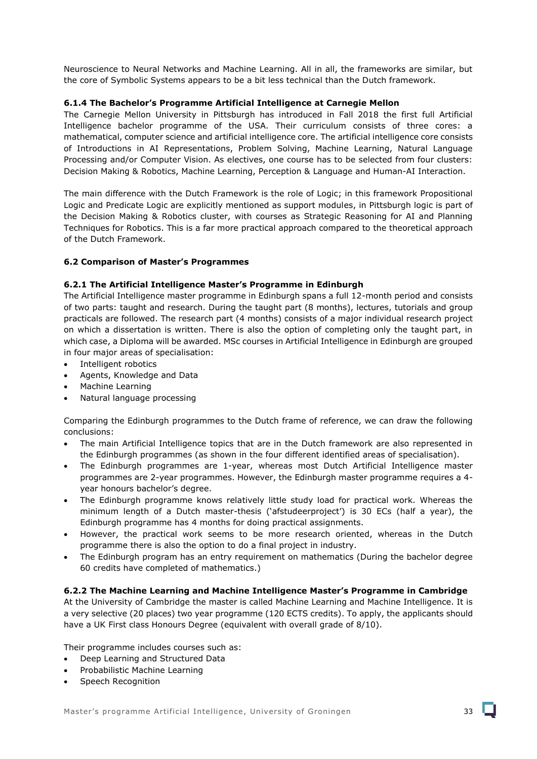Neuroscience to Neural Networks and Machine Learning. All in all, the frameworks are similar, but the core of Symbolic Systems appears to be a bit less technical than the Dutch framework.

#### 6.1.4 The Bachelor's Programme Artificial Intelligence at Carnegie Mellon

The Carnegie Mellon University in Pittsburgh has introduced in Fall 2018 the first full Artificial Intelligence bachelor programme of the USA. Their curriculum consists of three cores: a mathematical, computer science and artificial intelligence core. The artificial intelligence core consists of Introductions in AI Representations, Problem Solving, Machine Learning, Natural Language Processing and/or Computer Vision. As electives, one course has to be selected from four clusters: Decision Making & Robotics, Machine Learning, Perception & Language and Human-AI Interaction.

The main difference with the Dutch Framework is the role of Logic; in this framework Propositional Logic and Predicate Logic are explicitly mentioned as support modules, in Pittsburgh logic is part of the Decision Making & Robotics cluster, with courses as Strategic Reasoning for AI and Planning Techniques for Robotics. This is a far more practical approach compared to the theoretical approach of the Dutch Framework.

### 6.2 Comparison of Master's Programmes

#### 6.2.1 The Artificial Intelligence Master's Programme in Edinburgh

The Artificial Intelligence master programme in Edinburgh spans a full 12-month period and consists of two parts: taught and research. During the taught part (8 months), lectures, tutorials and group practicals are followed. The research part (4 months) consists of a major individual research project on which a dissertation is written. There is also the option of completing only the taught part, in which case, a Diploma will be awarded. MSc courses in Artificial Intelligence in Edinburgh are grouped in four major areas of specialisation:

- Intelligent robotics
- Agents, Knowledge and Data
- Machine Learning
- Natural language processing

Comparing the Edinburgh programmes to the Dutch frame of reference, we can draw the following conclusions:

- The main Artificial Intelligence topics that are in the Dutch framework are also represented in the Edinburgh programmes (as shown in the four different identified areas of specialisation).
- The Edinburgh programmes are 1-year, whereas most Dutch Artificial Intelligence master programmes are 2-year programmes. However, the Edinburgh master programme requires a 4-year honours bachelor's degree.
- The Edinburgh programme knows relatively little study load for practical work. Whereas the minimum length of a Dutch master-thesis ('afstudeerproject') is 30 ECs (half a year), the Edinburgh programme has 4 months for doing practical assignments.
- However, the practical work seems to be more research oriented, whereas in the Dutch programme there is also the option to do a final project in industry.
- The Edinburgh program has an entry requirement on mathematics (During the bachelor degree 60 credits have completed of mathematics.)

#### 6.2.2 The Machine Learning and Machine Intelligence Master's Programme in Cambridge

At the University of Cambridge the master is called Machine Learning and Machine Intelligence. It is a very selective (20 places) two year programme (120 ECTS credits). To apply, the applicants should have a UK First class Honours Degree (equivalent with overall grade of 8/10).

Their programme includes courses such as:

- Deep Learning and Structured Data
- Probabilistic Machine Learning
- Speech Recognition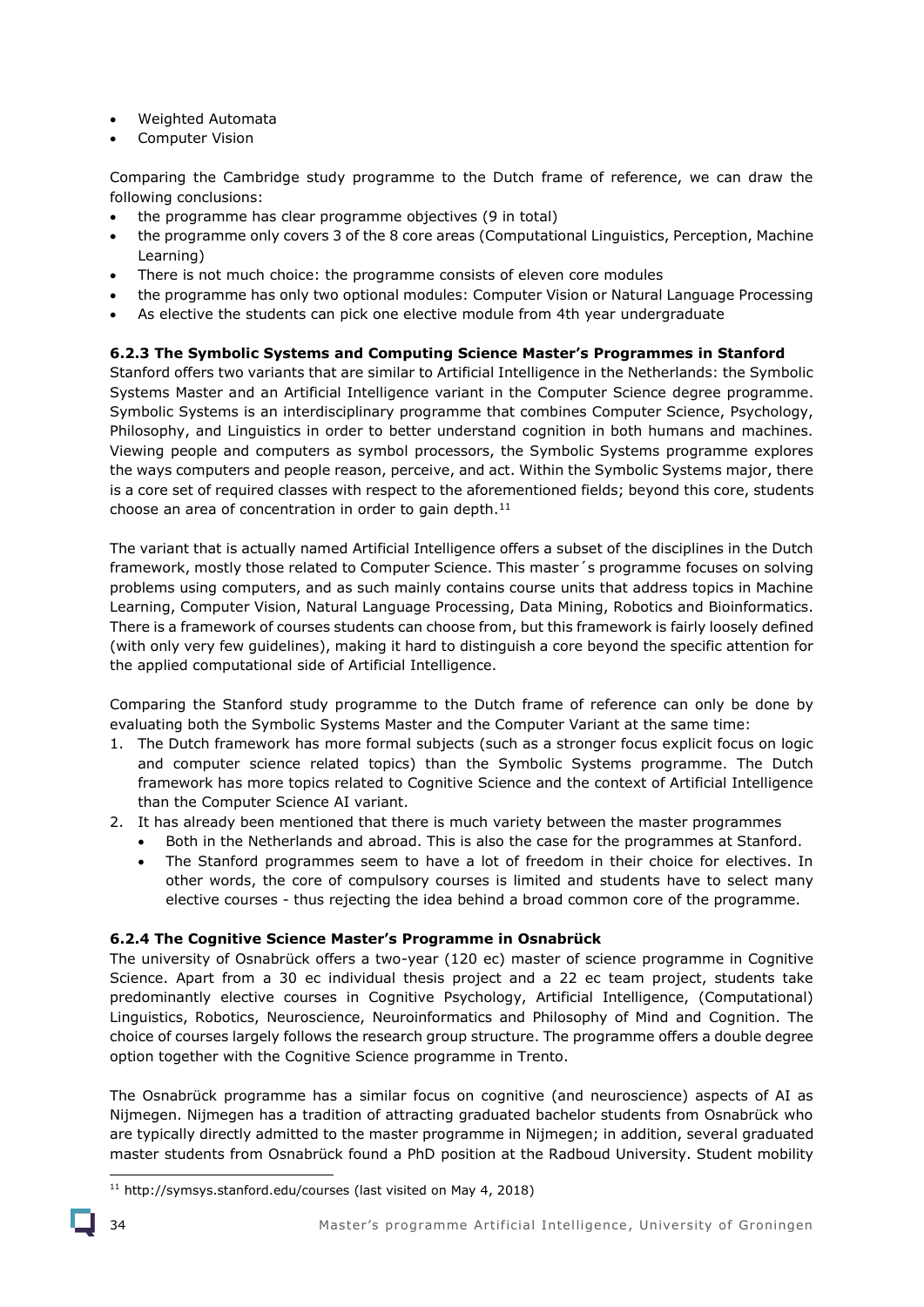- Weighted Automata
- Computer Vision

Comparing the Cambridge study programme to the Dutch frame of reference, we can draw the following conclusions:

- the programme has clear programme objectives (9 in total)
- the programme only covers 3 of the 8 core areas (Computational Linguistics, Perception, Machine Learning)
- There is not much choice: the programme consists of eleven core modules
- the programme has only two optional modules: Computer Vision or Natural Language Processing
- As elective the students can pick one elective module from 4th year undergraduate

**6.2.3 The Symbolic Systems and Computing Science Master's Programmes in Stanford**

Stanford offers two variants that are similar to Artificial Intelligence in the Netherlands: the Symbolic Systems Master and an Artificial Intelligence variant in the Computer Science degree programme. Symbolic Systems is an interdisciplinary programme that combines Computer Science, Psychology, Philosophy, and Linguistics in order to better understand cognition in both humans and machines. Viewing people and computers as symbol processors, the Symbolic Systems programme explores the ways computers and people reason, perceive, and act. Within the Symbolic Systems major, there is a core set of required classes with respect to the aforementioned fields; beyond this core, students choose an area of concentration in order to gain depth.[11]

The variant that is actually named Artificial Intelligence offers a subset of the disciplines in the Dutch framework, mostly those related to Computer Science. This master´s programme focuses on solving problems using computers, and as such mainly contains course units that address topics in Machine Learning, Computer Vision, Natural Language Processing, Data Mining, Robotics and Bioinformatics. There is a framework of courses students can choose from, but this framework is fairly loosely defined (with only very few guidelines), making it hard to distinguish a core beyond the specific attention for the applied computational side of Artificial Intelligence.

Comparing the Stanford study programme to the Dutch frame of reference can only be done by evaluating both the Symbolic Systems Master and the Computer Variant at the same time:

1. The Dutch framework has more formal subjects (such as a stronger focus explicit focus on logic and computer science related topics) than the Symbolic Systems programme. The Dutch framework has more topics related to Cognitive Science and the context of Artificial Intelligence than the Computer Science AI variant.
2. It has already been mentioned that there is much variety between the master programmes
   - Both in the Netherlands and abroad. This is also the case for the programmes at Stanford.
   - The Stanford programmes seem to have a lot of freedom in their choice for electives. In other words, the core of compulsory courses is limited and students have to select many elective courses - thus rejecting the idea behind a broad common core of the programme.

**6.2.4 The Cognitive Science Master's Programme in Osnabrück**

The university of Osnabrück offers a two-year (120 ec) master of science programme in Cognitive Science. Apart from a 30 ec individual thesis project and a 22 ec team project, students take predominantly elective courses in Cognitive Psychology, Artificial Intelligence, (Computational) Linguistics, Robotics, Neuroscience, Neuroinformatics and Philosophy of Mind and Cognition. The choice of courses largely follows the research group structure. The programme offers a double degree option together with the Cognitive Science programme in Trento.

The Osnabrück programme has a similar focus on cognitive (and neuroscience) aspects of AI as Nijmegen. Nijmegen has a tradition of attracting graduated bachelor students from Osnabrück who are typically directly admitted to the master programme in Nijmegen; in addition, several graduated master students from Osnabrück found a PhD position at the Radboud University. Student mobility

[11] http://symsys.stanford.edu/courses (last visited on May 4, 2018)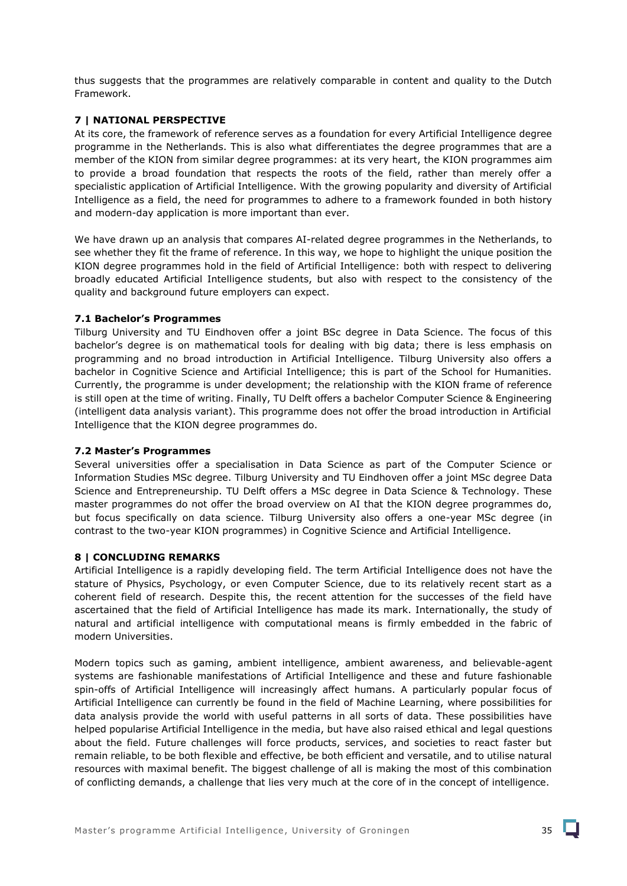thus suggests that the programmes are relatively comparable in content and quality to the Dutch Framework.

## 7 | NATIONAL PERSPECTIVE

At its core, the framework of reference serves as a foundation for every Artificial Intelligence degree programme in the Netherlands. This is also what differentiates the degree programmes that are a member of the KION from similar degree programmes: at its very heart, the KION programmes aim to provide a broad foundation that respects the roots of the field, rather than merely offer a specialistic application of Artificial Intelligence. With the growing popularity and diversity of Artificial Intelligence as a field, the need for programmes to adhere to a framework founded in both history and modern-day application is more important than ever.

We have drawn up an analysis that compares AI-related degree programmes in the Netherlands, to see whether they fit the frame of reference. In this way, we hope to highlight the unique position the KION degree programmes hold in the field of Artificial Intelligence: both with respect to delivering broadly educated Artificial Intelligence students, but also with respect to the consistency of the quality and background future employers can expect.

### 7.1 Bachelor's Programmes

Tilburg University and TU Eindhoven offer a joint BSc degree in Data Science. The focus of this bachelor's degree is on mathematical tools for dealing with big data; there is less emphasis on programming and no broad introduction in Artificial Intelligence. Tilburg University also offers a bachelor in Cognitive Science and Artificial Intelligence; this is part of the School for Humanities. Currently, the programme is under development; the relationship with the KION frame of reference is still open at the time of writing. Finally, TU Delft offers a bachelor Computer Science & Engineering (intelligent data analysis variant). This programme does not offer the broad introduction in Artificial Intelligence that the KION degree programmes do.

### 7.2 Master's Programmes

Several universities offer a specialisation in Data Science as part of the Computer Science or Information Studies MSc degree. Tilburg University and TU Eindhoven offer a joint MSc degree Data Science and Entrepreneurship. TU Delft offers a MSc degree in Data Science & Technology. These master programmes do not offer the broad overview on AI that the KION degree programmes do, but focus specifically on data science. Tilburg University also offers a one-year MSc degree (in contrast to the two-year KION programmes) in Cognitive Science and Artificial Intelligence.

## 8 | CONCLUDING REMARKS

Artificial Intelligence is a rapidly developing field. The term Artificial Intelligence does not have the stature of Physics, Psychology, or even Computer Science, due to its relatively recent start as a coherent field of research. Despite this, the recent attention for the successes of the field have ascertained that the field of Artificial Intelligence has made its mark. Internationally, the study of natural and artificial intelligence with computational means is firmly embedded in the fabric of modern Universities.

Modern topics such as gaming, ambient intelligence, ambient awareness, and believable-agent systems are fashionable manifestations of Artificial Intelligence and these and future fashionable spin-offs of Artificial Intelligence will increasingly affect humans. A particularly popular focus of Artificial Intelligence can currently be found in the field of Machine Learning, where possibilities for data analysis provide the world with useful patterns in all sorts of data. These possibilities have helped popularise Artificial Intelligence in the media, but have also raised ethical and legal questions about the field. Future challenges will force products, services, and societies to react faster but remain reliable, to be both flexible and effective, be both efficient and versatile, and to utilise natural resources with maximal benefit. The biggest challenge of all is making the most of this combination of conflicting demands, a challenge that lies very much at the core of in the concept of intelligence.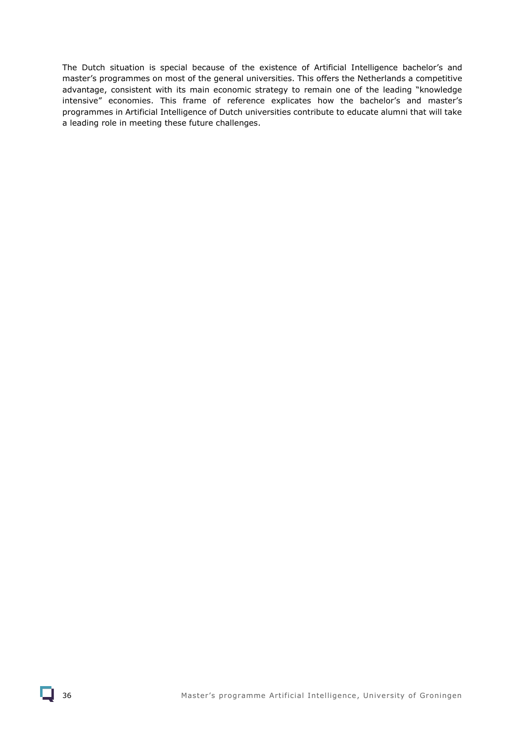The Dutch situation is special because of the existence of Artificial Intelligence bachelor's and master's programmes on most of the general universities. This offers the Netherlands a competitive advantage, consistent with its main economic strategy to remain one of the leading "knowledge intensive" economies. This frame of reference explicates how the bachelor's and master's programmes in Artificial Intelligence of Dutch universities contribute to educate alumni that will take a leading role in meeting these future challenges.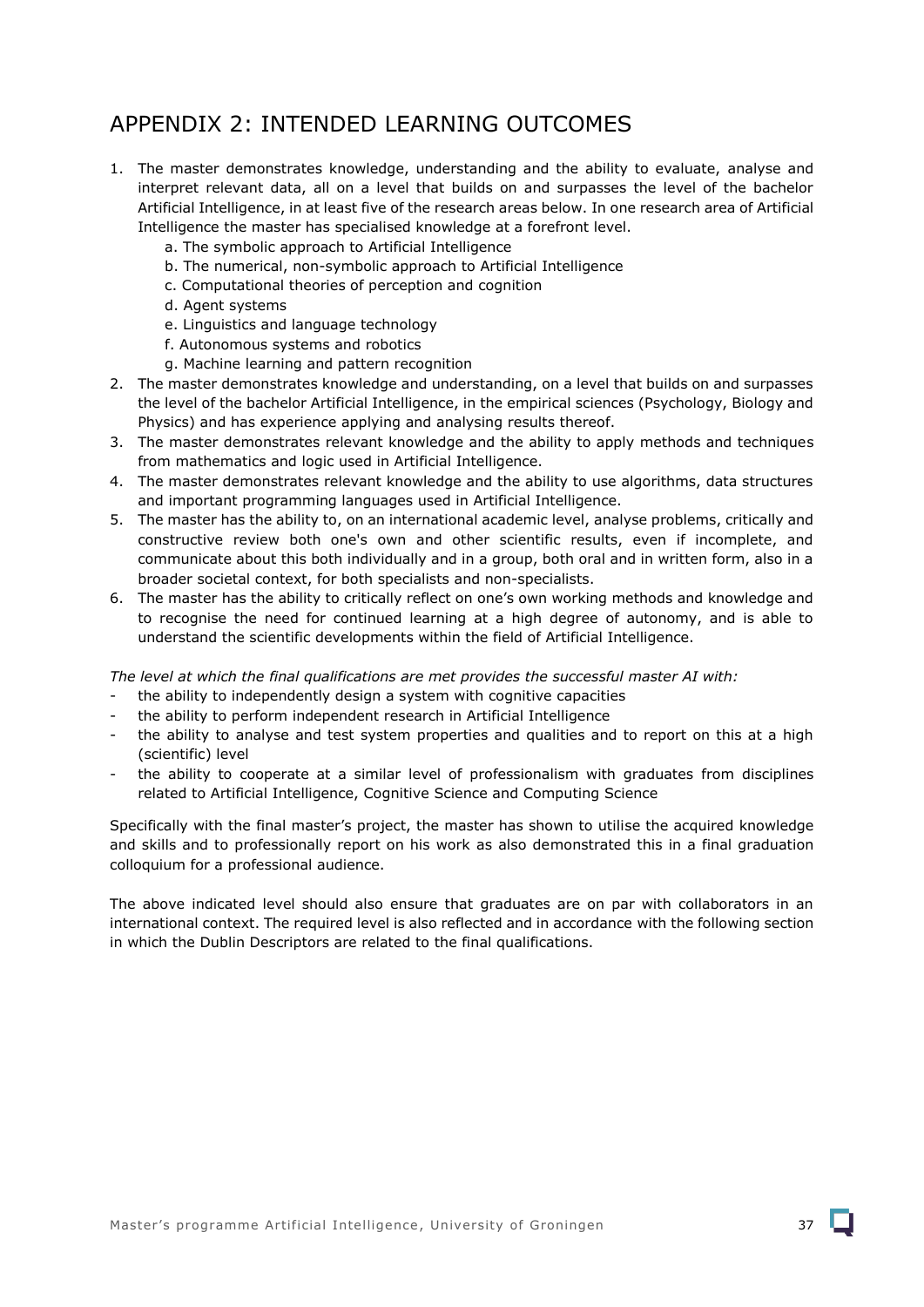# APPENDIX 2: INTENDED LEARNING OUTCOMES

1. The master demonstrates knowledge, understanding and the ability to evaluate, analyse and interpret relevant data, all on a level that builds on and surpasses the level of the bachelor Artificial Intelligence, in at least five of the research areas below. In one research area of Artificial Intelligence the master has specialised knowledge at a forefront level.
   a. The symbolic approach to Artificial Intelligence
   b. The numerical, non-symbolic approach to Artificial Intelligence
   c. Computational theories of perception and cognition
   d. Agent systems
   e. Linguistics and language technology
   f. Autonomous systems and robotics
   g. Machine learning and pattern recognition
2. The master demonstrates knowledge and understanding, on a level that builds on and surpasses the level of the bachelor Artificial Intelligence, in the empirical sciences (Psychology, Biology and Physics) and has experience applying and analysing results thereof.
3. The master demonstrates relevant knowledge and the ability to apply methods and techniques from mathematics and logic used in Artificial Intelligence.
4. The master demonstrates relevant knowledge and the ability to use algorithms, data structures and important programming languages used in Artificial Intelligence.
5. The master has the ability to, on an international academic level, analyse problems, critically and constructive review both one's own and other scientific results, even if incomplete, and communicate about this both individually and in a group, both oral and in written form, also in a broader societal context, for both specialists and non-specialists.
6. The master has the ability to critically reflect on one's own working methods and knowledge and to recognise the need for continued learning at a high degree of autonomy, and is able to understand the scientific developments within the field of Artificial Intelligence.

*The level at which the final qualifications are met provides the successful master AI with:*

- the ability to independently design a system with cognitive capacities
- the ability to perform independent research in Artificial Intelligence
- the ability to analyse and test system properties and qualities and to report on this at a high (scientific) level
- the ability to cooperate at a similar level of professionalism with graduates from disciplines related to Artificial Intelligence, Cognitive Science and Computing Science

Specifically with the final master's project, the master has shown to utilise the acquired knowledge and skills and to professionally report on his work as also demonstrated this in a final graduation colloquium for a professional audience.

The above indicated level should also ensure that graduates are on par with collaborators in an international context. The required level is also reflected and in accordance with the following section in which the Dublin Descriptors are related to the final qualifications.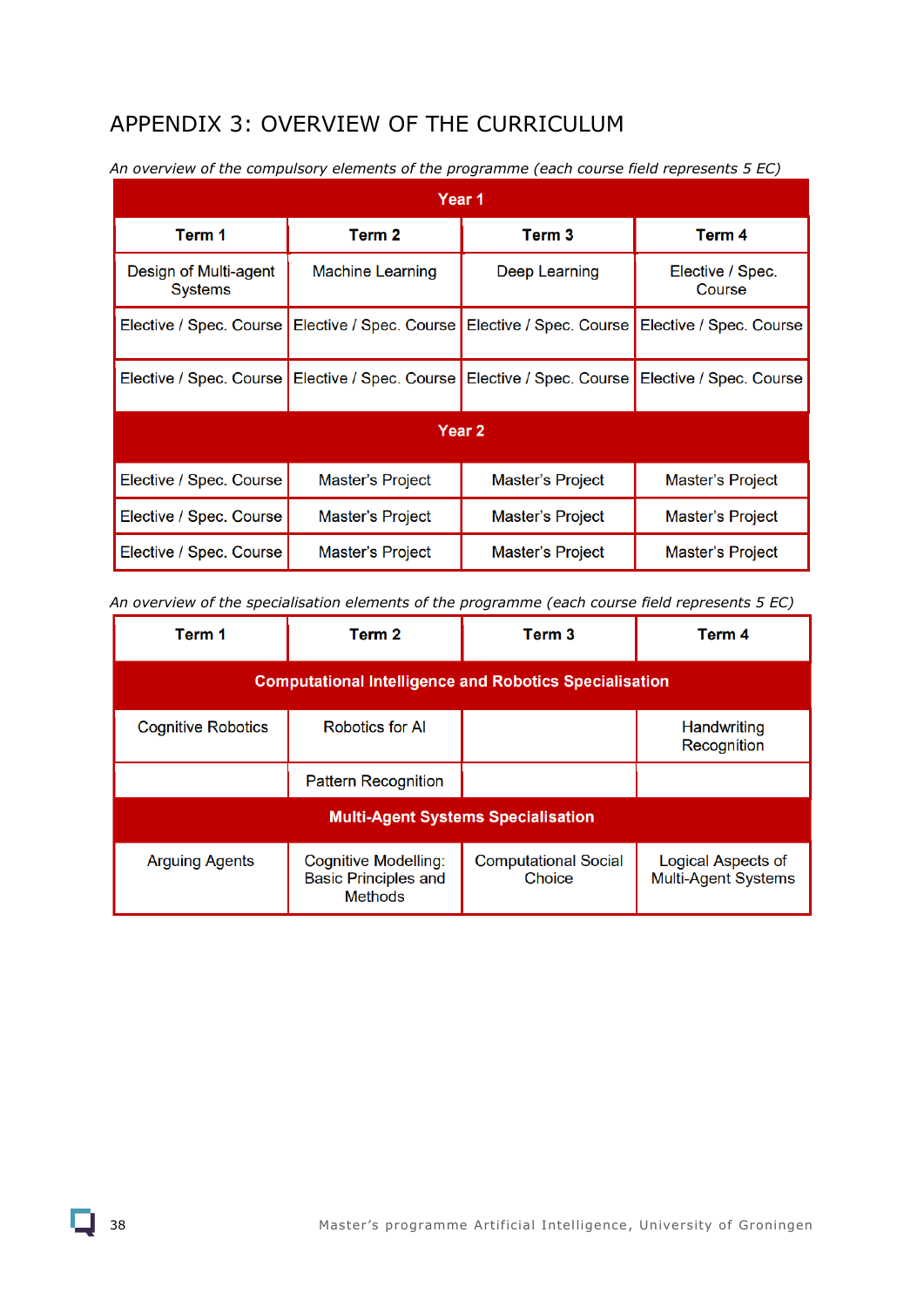# APPENDIX 3: OVERVIEW OF THE CURRICULUM

*An overview of the compulsory elements of the programme (each course field represents 5 EC)*

| Year 1 | | | |
|---|---|---|---|
| **Term 1** | **Term 2** | **Term 3** | **Term 4** |
| Design of Multi-agent Systems | Machine Learning | Deep Learning | Elective / Spec. Course |
| Elective / Spec. Course | Elective / Spec. Course | Elective / Spec. Course | Elective / Spec. Course |
| Elective / Spec. Course | Elective / Spec. Course | Elective / Spec. Course | Elective / Spec. Course |
| **Year 2** | | | |
| Elective / Spec. Course | Master's Project | Master's Project | Master's Project |
| Elective / Spec. Course | Master's Project | Master's Project | Master's Project |
| Elective / Spec. Course | Master's Project | Master's Project | Master's Project |

*An overview of the specialisation elements of the programme (each course field represents 5 EC)*

| Term 1 | Term 2 | Term 3 | Term 4 |
|---|---|---|---|
| **Computational Intelligence and Robotics Specialisation** | | | |
| Cognitive Robotics | Robotics for AI | | Handwriting Recognition |
| | Pattern Recognition | | |
| **Multi-Agent Systems Specialisation** | | | |
| Arguing Agents | Cognitive Modelling: Basic Principles and Methods | Computational Social Choice | Logical Aspects of Multi-Agent Systems |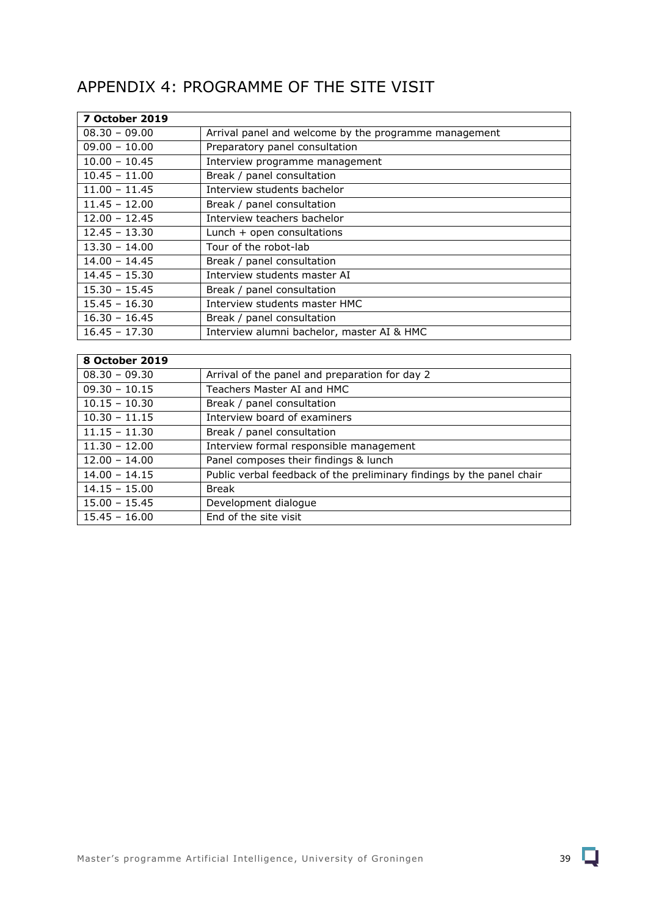# APPENDIX 4: PROGRAMME OF THE SITE VISIT

| **7 October 2019** | |
|---|---|
| 08.30 – 09.00 | Arrival panel and welcome by the programme management |
| 09.00 – 10.00 | Preparatory panel consultation |
| 10.00 – 10.45 | Interview programme management |
| 10.45 – 11.00 | Break / panel consultation |
| 11.00 – 11.45 | Interview students bachelor |
| 11.45 – 12.00 | Break / panel consultation |
| 12.00 – 12.45 | Interview teachers bachelor |
| 12.45 – 13.30 | Lunch + open consultations |
| 13.30 – 14.00 | Tour of the robot-lab |
| 14.00 – 14.45 | Break / panel consultation |
| 14.45 – 15.30 | Interview students master AI |
| 15.30 – 15.45 | Break / panel consultation |
| 15.45 – 16.30 | Interview students master HMC |
| 16.30 – 16.45 | Break / panel consultation |
| 16.45 – 17.30 | Interview alumni bachelor, master AI & HMC |

| **8 October 2019** | |
|---|---|
| 08.30 – 09.30 | Arrival of the panel and preparation for day 2 |
| 09.30 – 10.15 | Teachers Master AI and HMC |
| 10.15 – 10.30 | Break / panel consultation |
| 10.30 – 11.15 | Interview board of examiners |
| 11.15 – 11.30 | Break / panel consultation |
| 11.30 – 12.00 | Interview formal responsible management |
| 12.00 – 14.00 | Panel composes their findings & lunch |
| 14.00 – 14.15 | Public verbal feedback of the preliminary findings by the panel chair |
| 14.15 – 15.00 | Break |
| 15.00 – 15.45 | Development dialogue |
| 15.45 – 16.00 | End of the site visit |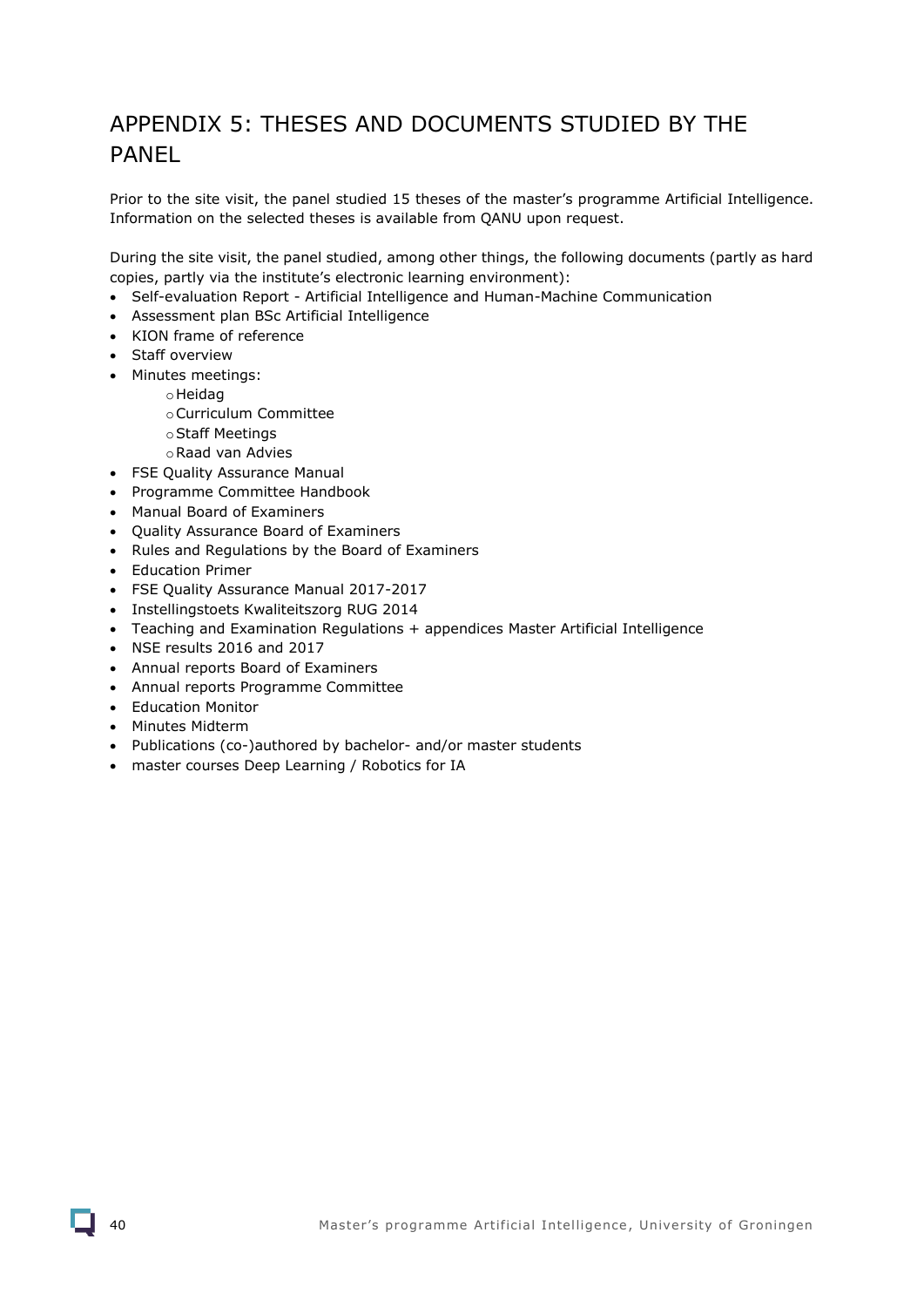# APPENDIX 5: THESES AND DOCUMENTS STUDIED BY THE PANEL

Prior to the site visit, the panel studied 15 theses of the master's programme Artificial Intelligence. Information on the selected theses is available from QANU upon request.

During the site visit, the panel studied, among other things, the following documents (partly as hard copies, partly via the institute's electronic learning environment):

- Self-evaluation Report - Artificial Intelligence and Human-Machine Communication
- Assessment plan BSc Artificial Intelligence
- KION frame of reference
- Staff overview
- Minutes meetings:
  - Heidag
  - Curriculum Committee
  - Staff Meetings
  - Raad van Advies
- FSE Quality Assurance Manual
- Programme Committee Handbook
- Manual Board of Examiners
- Quality Assurance Board of Examiners
- Rules and Regulations by the Board of Examiners
- Education Primer
- FSE Quality Assurance Manual 2017-2017
- Instellingstoets Kwaliteitszorg RUG 2014
- Teaching and Examination Regulations + appendices Master Artificial Intelligence
- NSE results 2016 and 2017
- Annual reports Board of Examiners
- Annual reports Programme Committee
- Education Monitor
- Minutes Midterm
- Publications (co-)authored by bachelor- and/or master students
- master courses Deep Learning / Robotics for IA